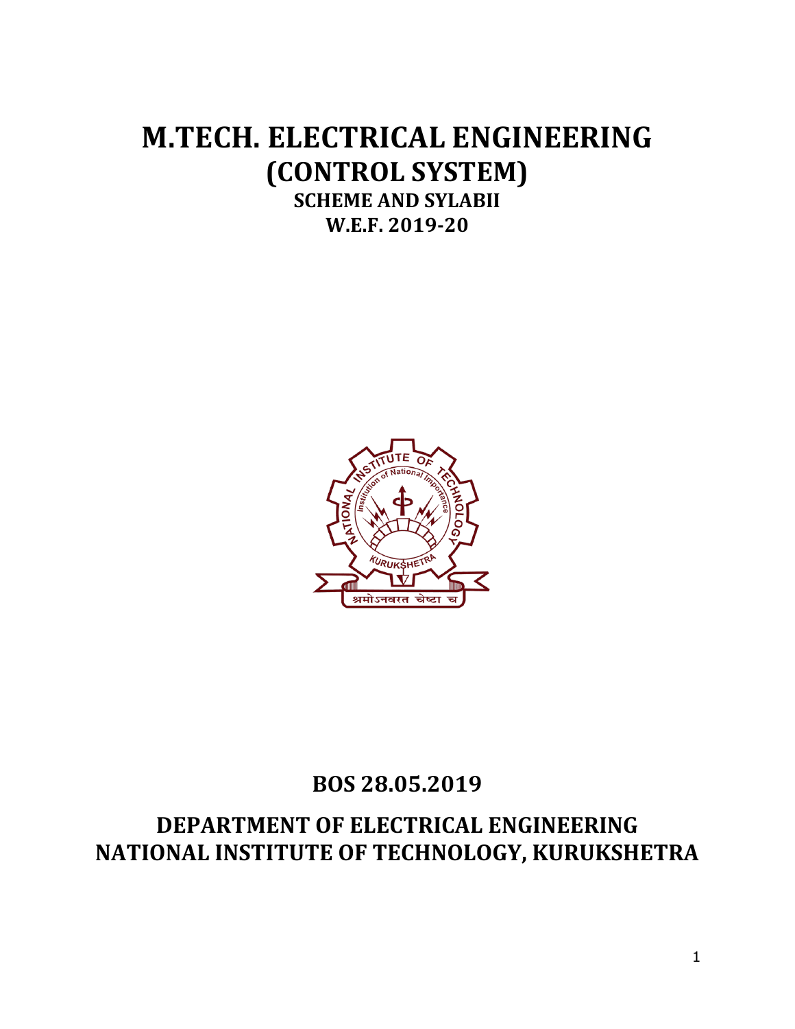# M.TECH. ELECTRICAL ENGINEERING
# (CONTROL SYSTEM)

**SCHEME AND SYLABII**

**W.E.F. 2019-20**

## BOS 28.05.2019

## DEPARTMENT OF ELECTRICAL ENGINEERING
## NATIONAL INSTITUTE OF TECHNOLOGY, KURUKSHETRA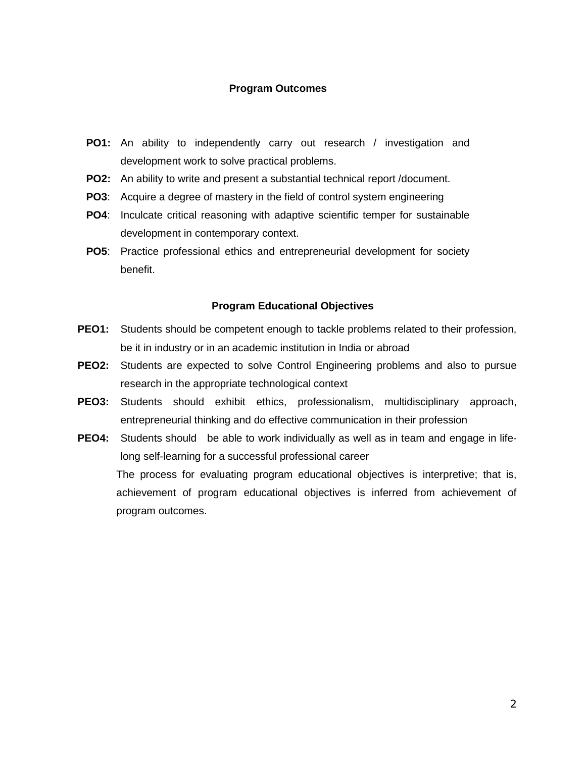## Program Outcomes

**PO1:** An ability to independently carry out research / investigation and development work to solve practical problems.

**PO2:** An ability to write and present a substantial technical report /document.

**PO3**: Acquire a degree of mastery in the field of control system engineering

**PO4**: Inculcate critical reasoning with adaptive scientific temper for sustainable development in contemporary context.

**PO5**: Practice professional ethics and entrepreneurial development for society benefit.

## Program Educational Objectives

**PEO1:** Students should be competent enough to tackle problems related to their profession, be it in industry or in an academic institution in India or abroad

**PEO2:** Students are expected to solve Control Engineering problems and also to pursue research in the appropriate technological context

**PEO3:** Students should exhibit ethics, professionalism, multidisciplinary approach, entrepreneurial thinking and do effective communication in their profession

**PEO4:** Students should be able to work individually as well as in team and engage in life-long self-learning for a successful professional career

The process for evaluating program educational objectives is interpretive; that is, achievement of program educational objectives is inferred from achievement of program outcomes.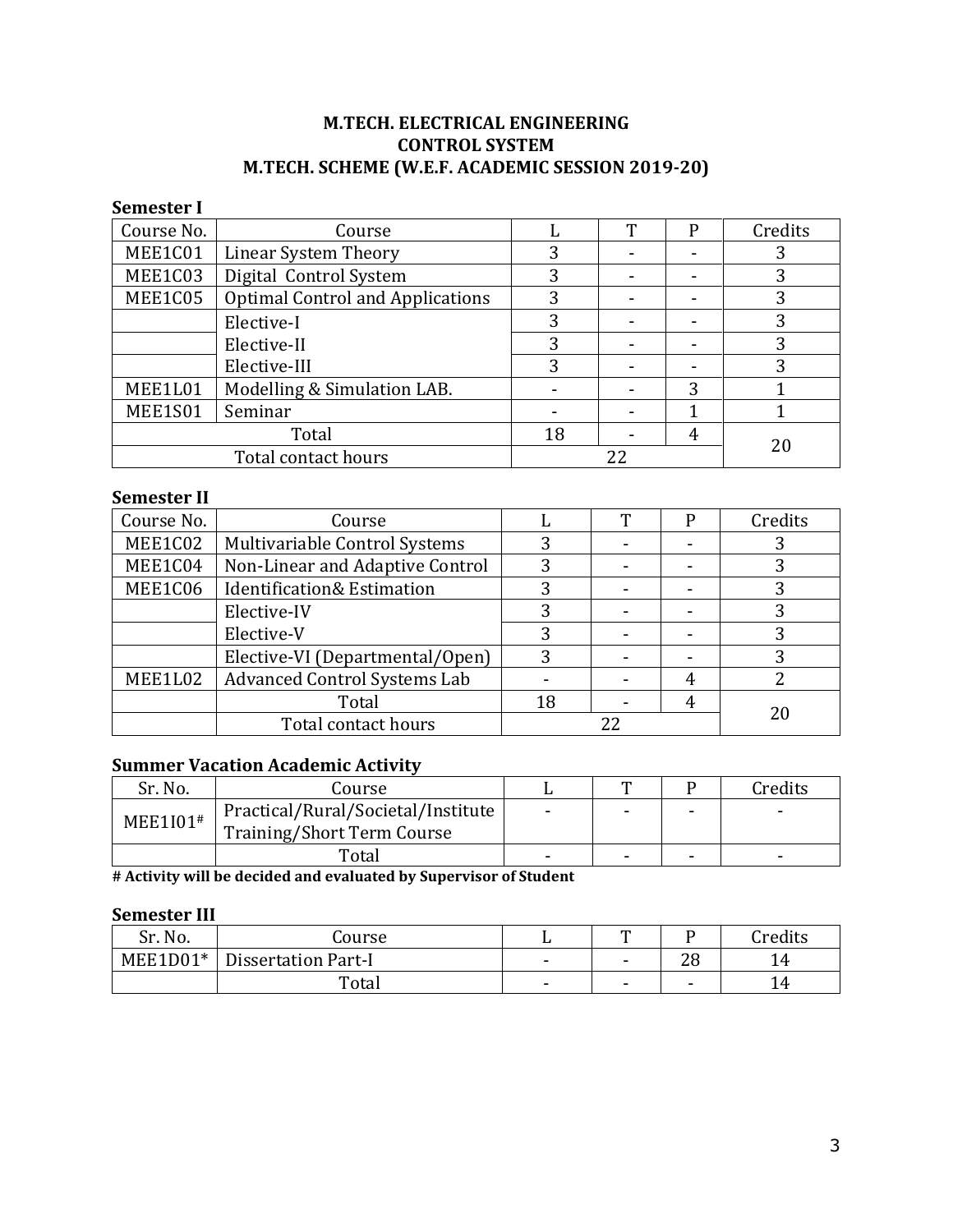# M.TECH. ELECTRICAL ENGINEERING
## CONTROL SYSTEM
## M.TECH. SCHEME (W.E.F. ACADEMIC SESSION 2019-20)

**Semester I**

| Course No. | Course | L | T | P | Credits |
|---|---|---|---|---|---|
| MEE1C01 | Linear System Theory | 3 | - | - | 3 |
| MEE1C03 | Digital Control System | 3 | - | - | 3 |
| MEE1C05 | Optimal Control and Applications | 3 | - | - | 3 |
| | Elective-I | 3 | - | - | 3 |
| | Elective-II | 3 | - | - | 3 |
| | Elective-III | 3 | - | - | 3 |
| MEE1L01 | Modelling & Simulation LAB. | - | - | 3 | 1 |
| MEE1S01 | Seminar | - | - | 1 | 1 |
| Total | | 18 | - | 4 | 20 |
| Total contact hours | | 22 | | | |

**Semester II**

| Course No. | Course | L | T | P | Credits |
|---|---|---|---|---|---|
| MEE1C02 | Multivariable Control Systems | 3 | - | - | 3 |
| MEE1C04 | Non-Linear and Adaptive Control | 3 | - | - | 3 |
| MEE1C06 | Identification& Estimation | 3 | - | - | 3 |
| | Elective-IV | 3 | - | - | 3 |
| | Elective-V | 3 | - | - | 3 |
| | Elective-VI (Departmental/Open) | 3 | - | - | 3 |
| MEE1L02 | Advanced Control Systems Lab | - | - | 4 | 2 |
| | Total | 18 | - | 4 | 20 |
| | Total contact hours | 22 | | | |

**Summer Vacation Academic Activity**

| Sr. No. | Course | L | T | P | Credits |
|---|---|---|---|---|---|
| MEE1I01# | Practical/Rural/Societal/Institute Training/Short Term Course | - | - | - | - |
| | Total | - | - | - | - |

**# Activity will be decided and evaluated by Supervisor of Student**

**Semester III**

| Sr. No. | Course | L | T | P | Credits |
|---|---|---|---|---|---|
| MEE1D01* | Dissertation Part-I | - | - | 28 | 14 |
| | Total | - | - | - | 14 |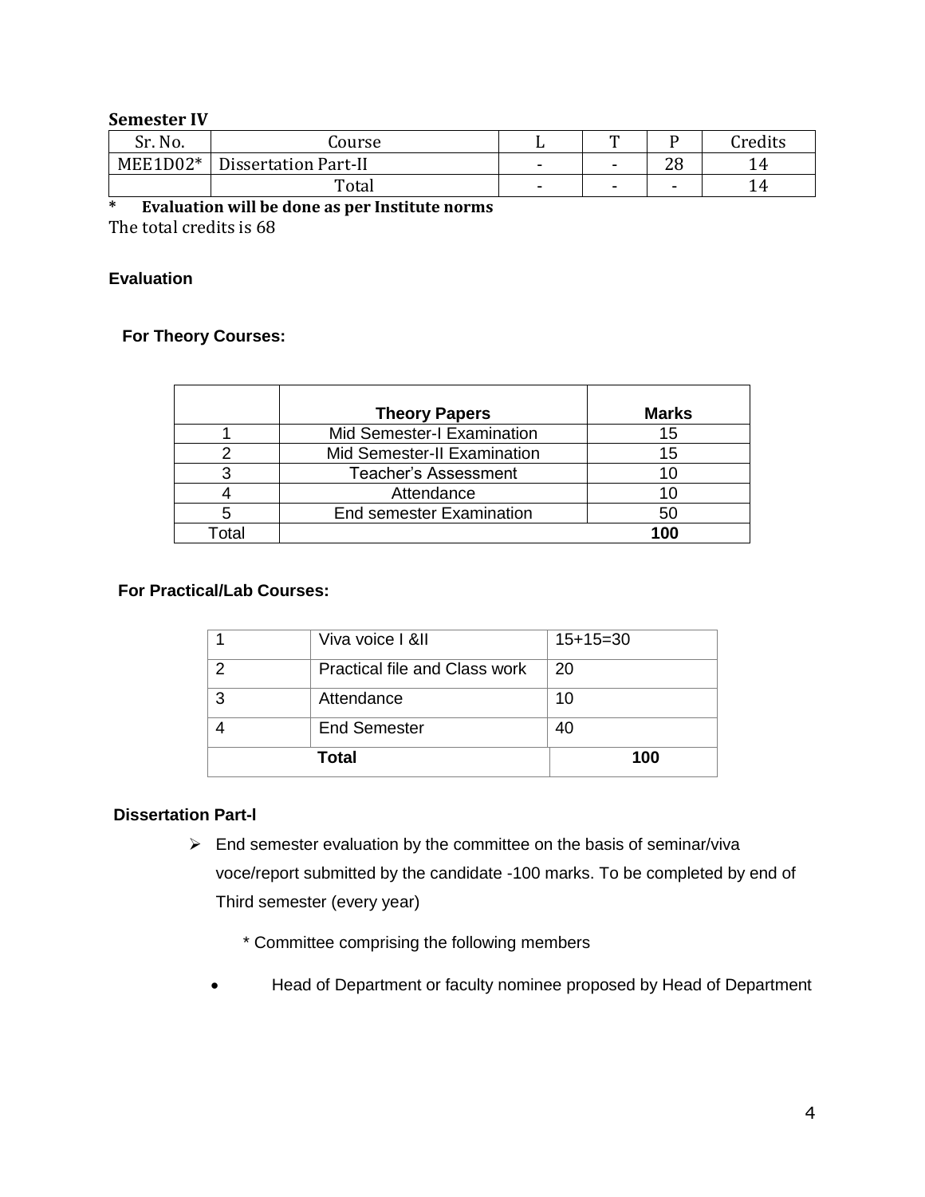**Semester IV**

| Sr. No. | Course | L | T | P | Credits |
|---|---|---|---|---|---|
| MEE1D02* | Dissertation Part-II | - | - | 28 | 14 |
| | Total | - | - | - | 14 |

**\* Evaluation will be done as per Institute norms**

The total credits is 68

### Evaluation

#### For Theory Courses:

| | Theory Papers | Marks |
|---|---|---|
| 1 | Mid Semester-I Examination | 15 |
| 2 | Mid Semester-II Examination | 15 |
| 3 | Teacher's Assessment | 10 |
| 4 | Attendance | 10 |
| 5 | End semester Examination | 50 |
| Total | | **100** |

#### For Practical/Lab Courses:

| | | |
|---|---|---|
| 1 | Viva voice I &II | 15+15=30 |
| 2 | Practical file and Class work | 20 |
| 3 | Attendance | 10 |
| 4 | End Semester | 40 |
| **Total** | | **100** |

#### Dissertation Part-I

- End semester evaluation by the committee on the basis of seminar/viva voce/report submitted by the candidate -100 marks. To be completed by end of Third semester (every year)

  \* Committee comprising the following members

- Head of Department or faculty nominee proposed by Head of Department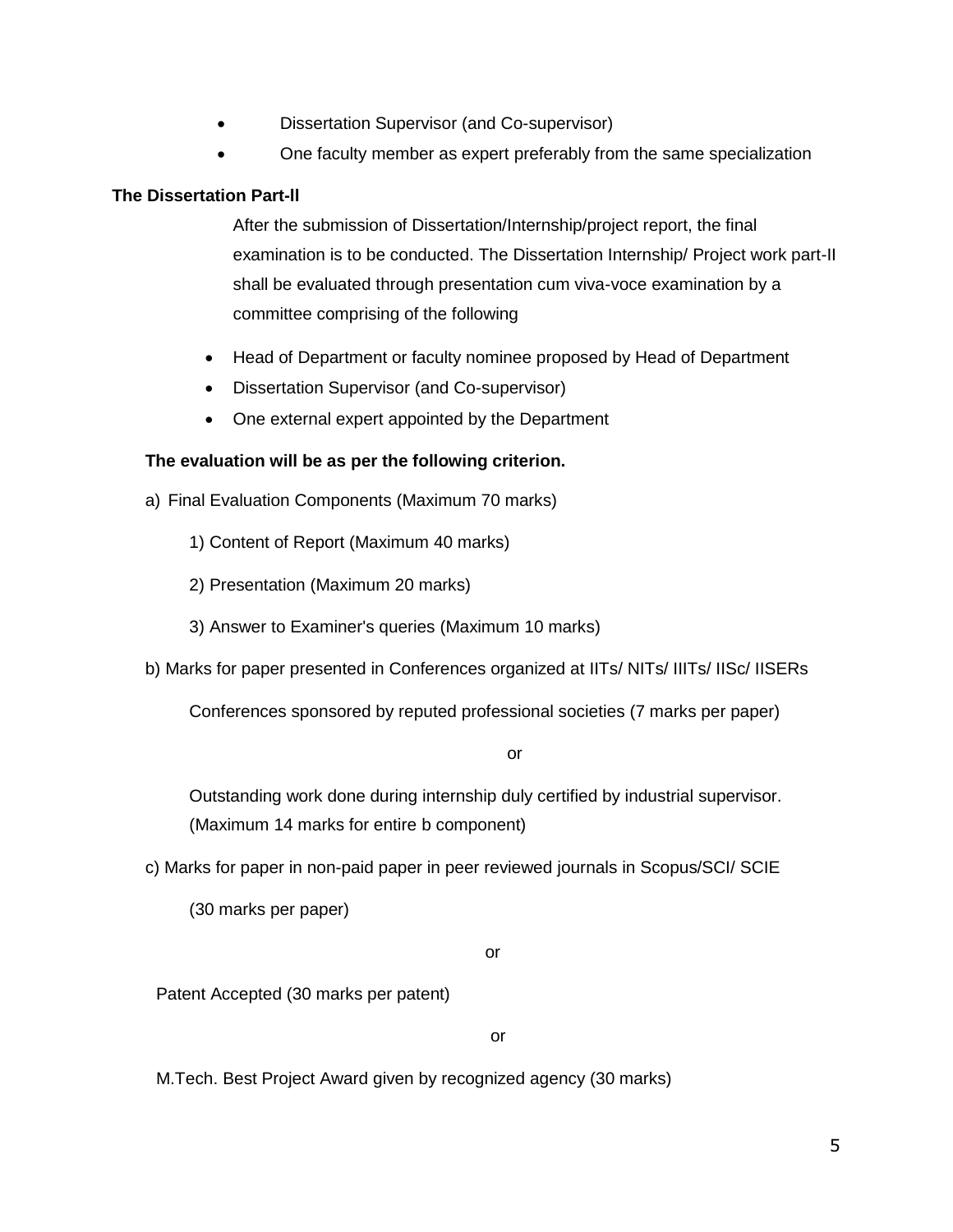- Dissertation Supervisor (and Co-supervisor)
- One faculty member as expert preferably from the same specialization

**The Dissertation Part-II**

After the submission of Dissertation/Internship/project report, the final examination is to be conducted. The Dissertation Internship/ Project work part-II shall be evaluated through presentation cum viva-voce examination by a committee comprising of the following

- Head of Department or faculty nominee proposed by Head of Department
- Dissertation Supervisor (and Co-supervisor)
- One external expert appointed by the Department

**The evaluation will be as per the following criterion.**

a) Final Evaluation Components (Maximum 70 marks)

1) Content of Report (Maximum 40 marks)

2) Presentation (Maximum 20 marks)

3) Answer to Examiner's queries (Maximum 10 marks)

b) Marks for paper presented in Conferences organized at IITs/ NITs/ IIITs/ IISc/ IISERs

Conferences sponsored by reputed professional societies (7 marks per paper)

or

Outstanding work done during internship duly certified by industrial supervisor. (Maximum 14 marks for entire b component)

c) Marks for paper in non-paid paper in peer reviewed journals in Scopus/SCI/ SCIE

(30 marks per paper)

or

Patent Accepted (30 marks per patent)

or

M.Tech. Best Project Award given by recognized agency (30 marks)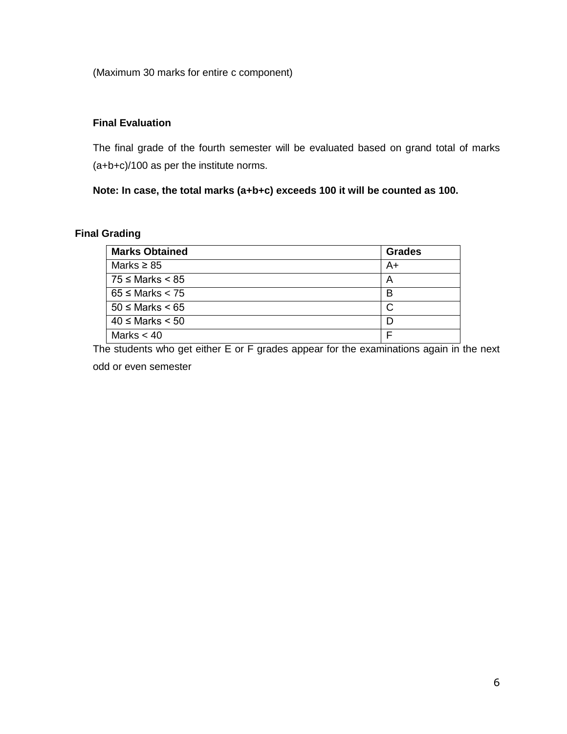(Maximum 30 marks for entire c component)

**Final Evaluation**

The final grade of the fourth semester will be evaluated based on grand total of marks (a+b+c)/100 as per the institute norms.

**Note: In case, the total marks (a+b+c) exceeds 100 it will be counted as 100.**

**Final Grading**

| Marks Obtained | Grades |
|---|---|
| Marks ≥ 85 | A+ |
| 75 ≤ Marks < 85 | A |
| 65 ≤ Marks < 75 | B |
| 50 ≤ Marks < 65 | C |
| 40 ≤ Marks < 50 | D |
| Marks < 40 | F |

The students who get either E or F grades appear for the examinations again in the next odd or even semester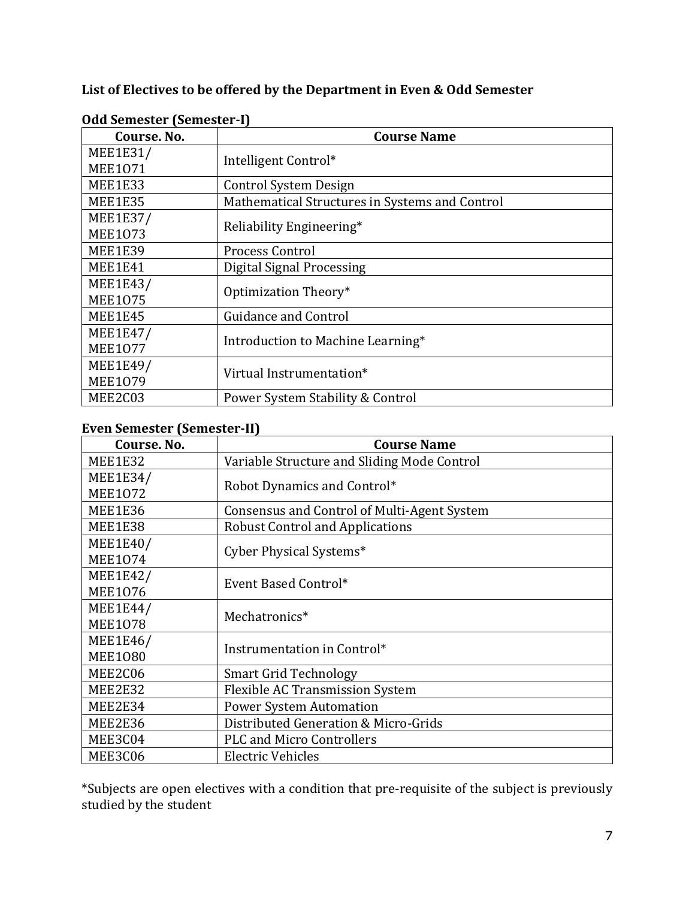**List of Electives to be offered by the Department in Even & Odd Semester**

**Odd Semester (Semester-I)**

| Course. No. | Course Name |
|---|---|
| MEE1E31/ MEE1O71 | Intelligent Control* |
| MEE1E33 | Control System Design |
| MEE1E35 | Mathematical Structures in Systems and Control |
| MEE1E37/ MEE1O73 | Reliability Engineering* |
| MEE1E39 | Process Control |
| MEE1E41 | Digital Signal Processing |
| MEE1E43/ MEE1O75 | Optimization Theory* |
| MEE1E45 | Guidance and Control |
| MEE1E47/ MEE1O77 | Introduction to Machine Learning* |
| MEE1E49/ MEE1O79 | Virtual Instrumentation* |
| MEE2C03 | Power System Stability & Control |

**Even Semester (Semester-II)**

| Course. No. | Course Name |
|---|---|
| MEE1E32 | Variable Structure and Sliding Mode Control |
| MEE1E34/ MEE1O72 | Robot Dynamics and Control* |
| MEE1E36 | Consensus and Control of Multi-Agent System |
| MEE1E38 | Robust Control and Applications |
| MEE1E40/ MEE1O74 | Cyber Physical Systems* |
| MEE1E42/ MEE1O76 | Event Based Control* |
| MEE1E44/ MEE1O78 | Mechatronics* |
| MEE1E46/ MEE1O80 | Instrumentation in Control* |
| MEE2C06 | Smart Grid Technology |
| MEE2E32 | Flexible AC Transmission System |
| MEE2E34 | Power System Automation |
| MEE2E36 | Distributed Generation & Micro-Grids |
| MEE3C04 | PLC and Micro Controllers |
| MEE3C06 | Electric Vehicles |

*Subjects are open electives with a condition that pre-requisite of the subject is previously studied by the student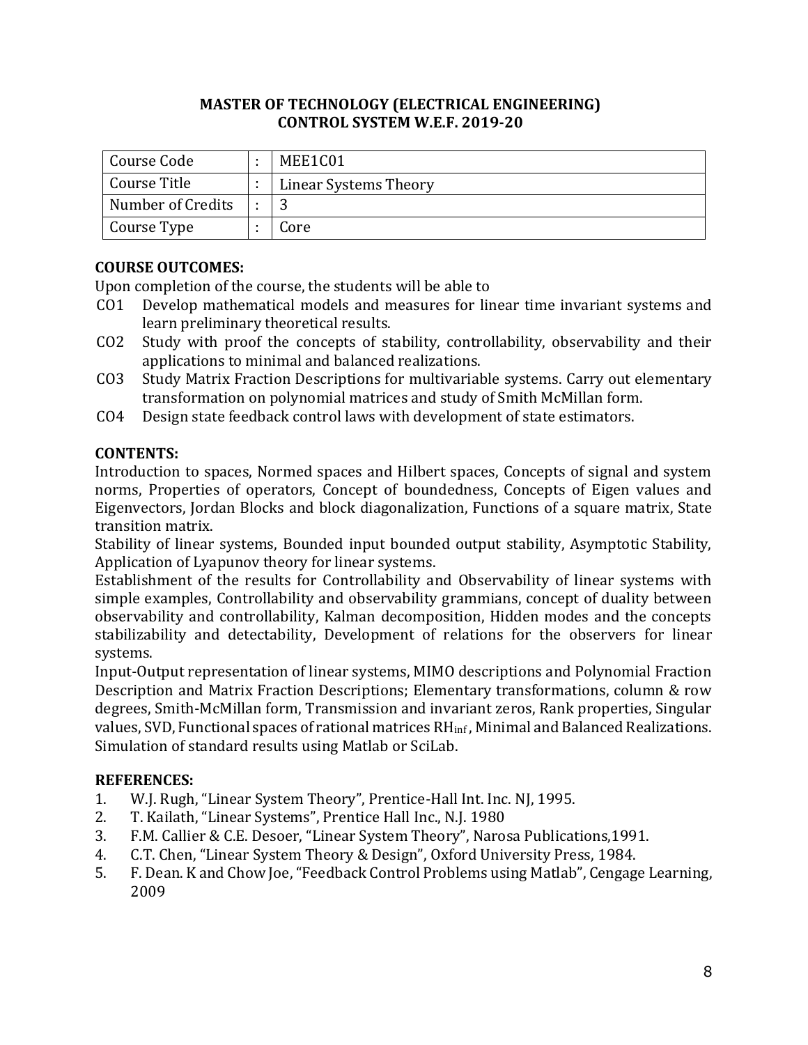**MASTER OF TECHNOLOGY (ELECTRICAL ENGINEERING)**
**CONTROL SYSTEM W.E.F. 2019-20**

| | | |
|---|---|---|
| Course Code | : | MEE1C01 |
| Course Title | : | Linear Systems Theory |
| Number of Credits | : | 3 |
| Course Type | : | Core |

**COURSE OUTCOMES:**

Upon completion of the course, the students will be able to

- CO1 Develop mathematical models and measures for linear time invariant systems and learn preliminary theoretical results.
- CO2 Study with proof the concepts of stability, controllability, observability and their applications to minimal and balanced realizations.
- CO3 Study Matrix Fraction Descriptions for multivariable systems. Carry out elementary transformation on polynomial matrices and study of Smith McMillan form.
- CO4 Design state feedback control laws with development of state estimators.

**CONTENTS:**

Introduction to spaces, Normed spaces and Hilbert spaces, Concepts of signal and system norms, Properties of operators, Concept of boundedness, Concepts of Eigen values and Eigenvectors, Jordan Blocks and block diagonalization, Functions of a square matrix, State transition matrix.

Stability of linear systems, Bounded input bounded output stability, Asymptotic Stability, Application of Lyapunov theory for linear systems.

Establishment of the results for Controllability and Observability of linear systems with simple examples, Controllability and observability grammians, concept of duality between observability and controllability, Kalman decomposition, Hidden modes and the concepts stabilizability and detectability, Development of relations for the observers for linear systems.

Input-Output representation of linear systems, MIMO descriptions and Polynomial Fraction Description and Matrix Fraction Descriptions; Elementary transformations, column & row degrees, Smith-McMillan form, Transmission and invariant zeros, Rank properties, Singular values, SVD, Functional spaces of rational matrices $RH_{inf}$, Minimal and Balanced Realizations. Simulation of standard results using Matlab or SciLab.

**REFERENCES:**

1. W.J. Rugh, "Linear System Theory", Prentice-Hall Int. Inc. NJ, 1995.
2. T. Kailath, "Linear Systems", Prentice Hall Inc., N.J. 1980
3. F.M. Callier & C.E. Desoer, "Linear System Theory", Narosa Publications,1991.
4. C.T. Chen, "Linear System Theory & Design", Oxford University Press, 1984.
5. F. Dean. K and Chow Joe, "Feedback Control Problems using Matlab", Cengage Learning, 2009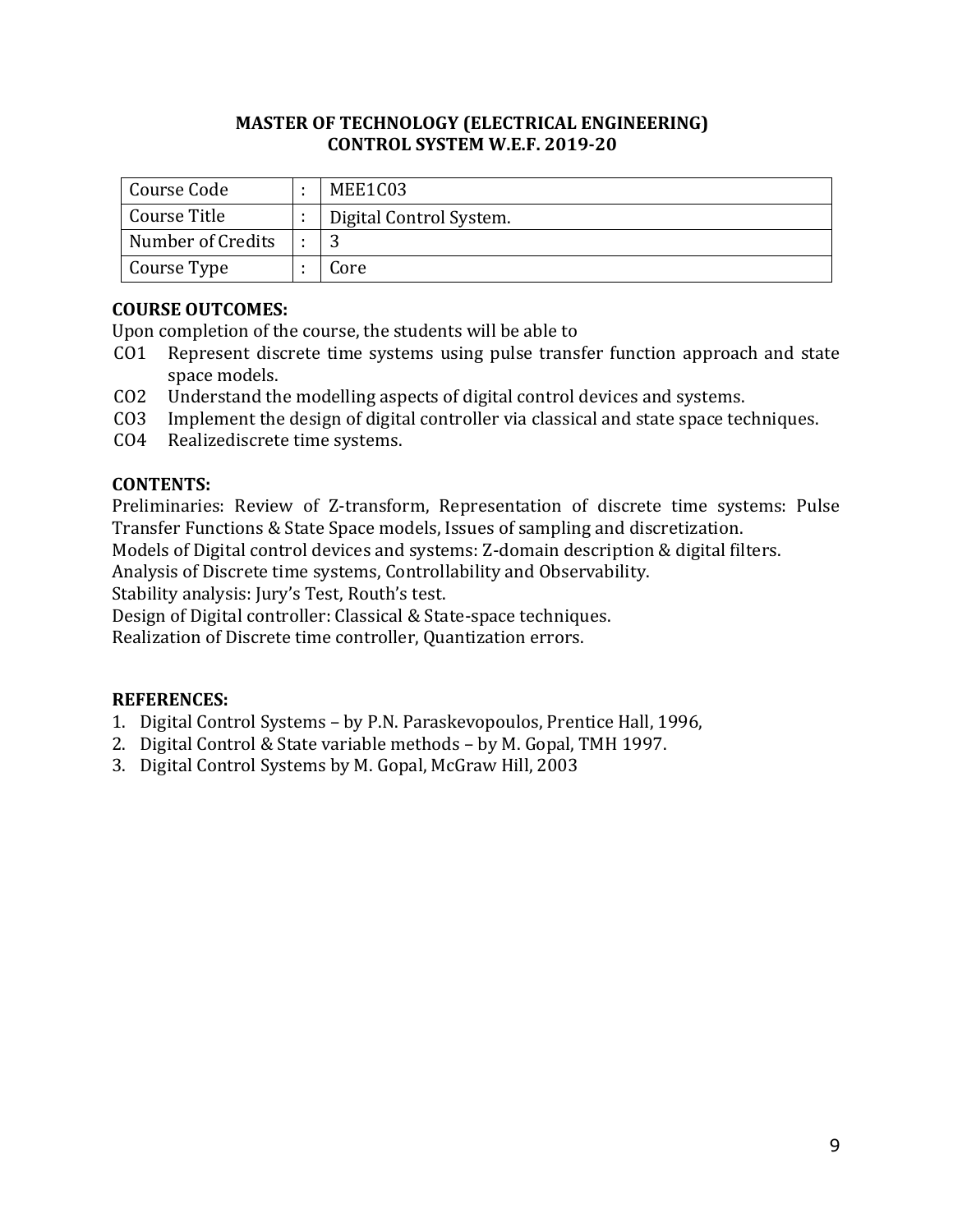**MASTER OF TECHNOLOGY (ELECTRICAL ENGINEERING)**
**CONTROL SYSTEM W.E.F. 2019-20**

| Course Code | : | MEE1C03 |
|---|---|---|
| Course Title | : | Digital Control System. |
| Number of Credits | : | 3 |
| Course Type | : | Core |

**COURSE OUTCOMES:**

Upon completion of the course, the students will be able to

- CO1 Represent discrete time systems using pulse transfer function approach and state space models.
- CO2 Understand the modelling aspects of digital control devices and systems.
- CO3 Implement the design of digital controller via classical and state space techniques.
- CO4 Realizediscrete time systems.

**CONTENTS:**

Preliminaries: Review of Z-transform, Representation of discrete time systems: Pulse Transfer Functions & State Space models, Issues of sampling and discretization.

Models of Digital control devices and systems: Z-domain description & digital filters.

Analysis of Discrete time systems, Controllability and Observability.

Stability analysis: Jury's Test, Routh's test.

Design of Digital controller: Classical & State-space techniques.

Realization of Discrete time controller, Quantization errors.

**REFERENCES:**

1. Digital Control Systems – by P.N. Paraskevopoulos, Prentice Hall, 1996,
2. Digital Control & State variable methods – by M. Gopal, TMH 1997.
3. Digital Control Systems by M. Gopal, McGraw Hill, 2003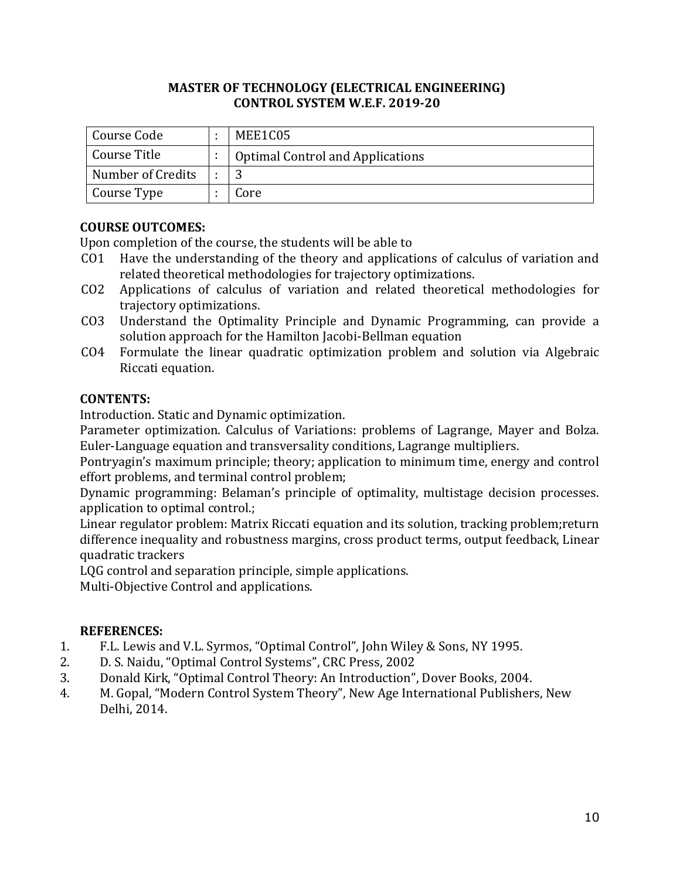## MASTER OF TECHNOLOGY (ELECTRICAL ENGINEERING)
## CONTROL SYSTEM W.E.F. 2019-20

| | | |
|---|---|---|
| Course Code | : | MEE1C05 |
| Course Title | : | Optimal Control and Applications |
| Number of Credits | : | 3 |
| Course Type | : | Core |

**COURSE OUTCOMES:**

Upon completion of the course, the students will be able to

- CO1 Have the understanding of the theory and applications of calculus of variation and related theoretical methodologies for trajectory optimizations.
- CO2 Applications of calculus of variation and related theoretical methodologies for trajectory optimizations.
- CO3 Understand the Optimality Principle and Dynamic Programming, can provide a solution approach for the Hamilton Jacobi-Bellman equation
- CO4 Formulate the linear quadratic optimization problem and solution via Algebraic Riccati equation.

**CONTENTS:**

Introduction. Static and Dynamic optimization.

Parameter optimization. Calculus of Variations: problems of Lagrange, Mayer and Bolza. Euler-Language equation and transversality conditions, Lagrange multipliers.

Pontryagin's maximum principle; theory; application to minimum time, energy and control effort problems, and terminal control problem;

Dynamic programming: Belaman's principle of optimality, multistage decision processes. application to optimal control.;

Linear regulator problem: Matrix Riccati equation and its solution, tracking problem;return difference inequality and robustness margins, cross product terms, output feedback, Linear quadratic trackers

LQG control and separation principle, simple applications.

Multi-Objective Control and applications.

**REFERENCES:**

1. F.L. Lewis and V.L. Syrmos, "Optimal Control", John Wiley & Sons, NY 1995.
2. D. S. Naidu, "Optimal Control Systems", CRC Press, 2002
3. Donald Kirk, "Optimal Control Theory: An Introduction", Dover Books, 2004.
4. M. Gopal, "Modern Control System Theory", New Age International Publishers, New Delhi, 2014.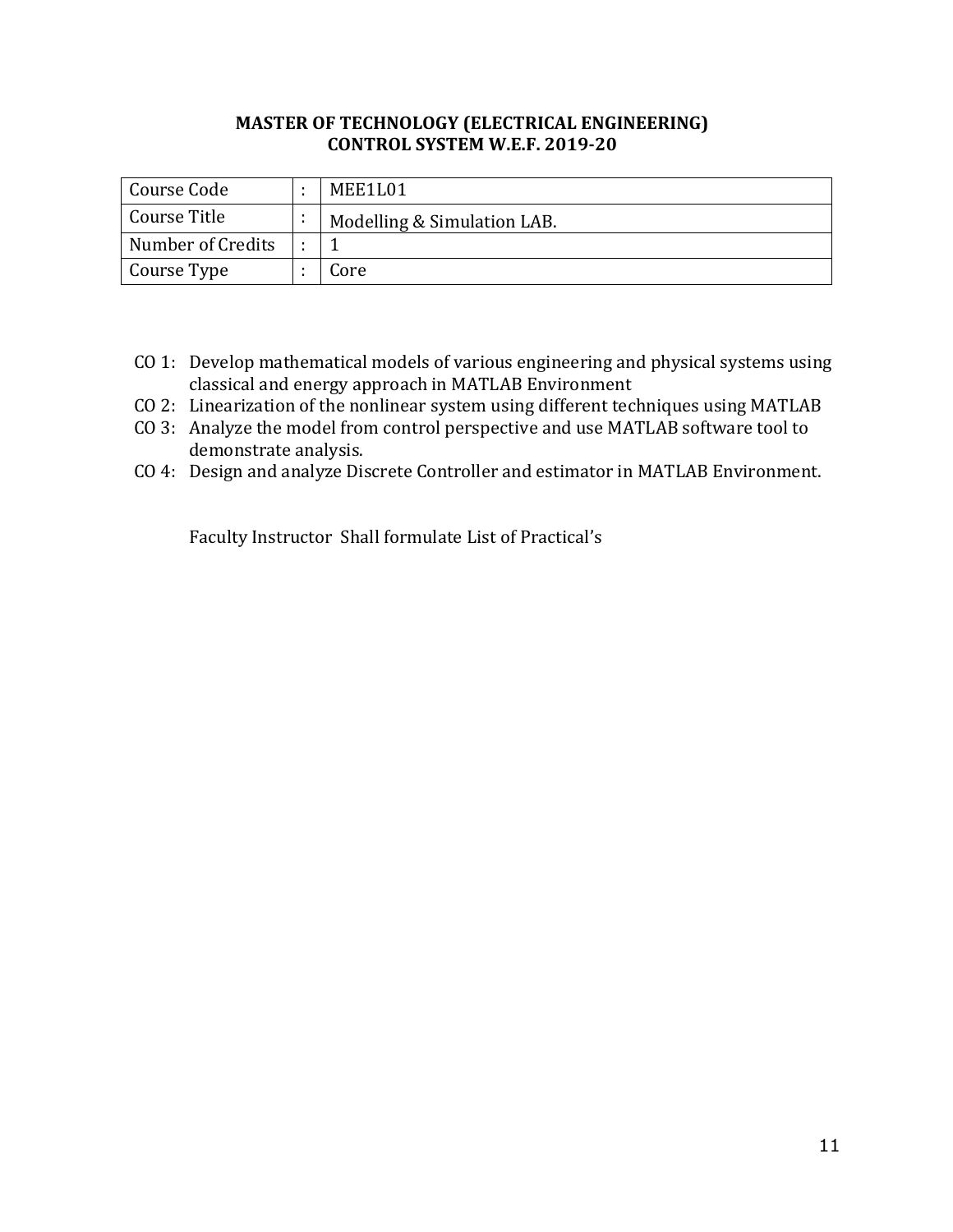**MASTER OF TECHNOLOGY (ELECTRICAL ENGINEERING)**
**CONTROL SYSTEM W.E.F. 2019-20**

| | | |
|---|---|---|
| Course Code | : | MEE1L01 |
| Course Title | : | Modelling & Simulation LAB. |
| Number of Credits | : | 1 |
| Course Type | : | Core |

- CO 1: Develop mathematical models of various engineering and physical systems using classical and energy approach in MATLAB Environment
- CO 2: Linearization of the nonlinear system using different techniques using MATLAB
- CO 3: Analyze the model from control perspective and use MATLAB software tool to demonstrate analysis.
- CO 4: Design and analyze Discrete Controller and estimator in MATLAB Environment.

Faculty Instructor Shall formulate List of Practical's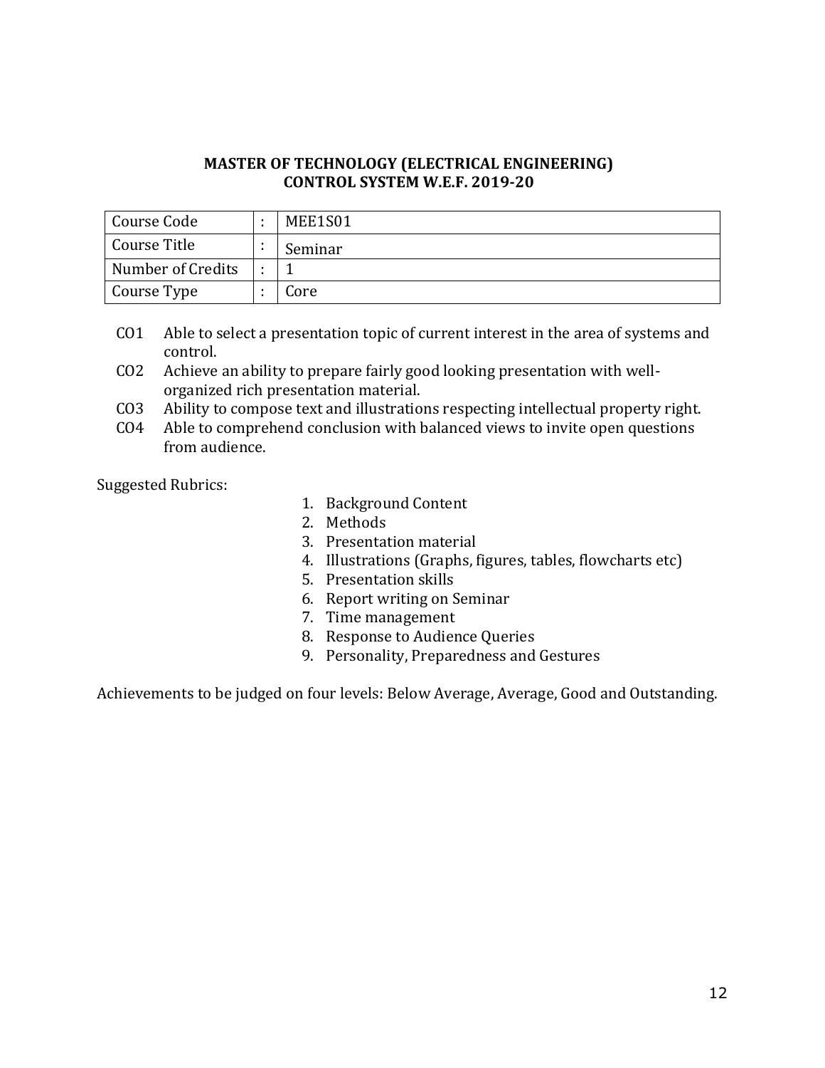**MASTER OF TECHNOLOGY (ELECTRICAL ENGINEERING)**
**CONTROL SYSTEM W.E.F. 2019-20**

| | | |
|---|---|---|
| Course Code | : | MEE1S01 |
| Course Title | : | Seminar |
| Number of Credits | : | 1 |
| Course Type | : | Core |

- CO1 Able to select a presentation topic of current interest in the area of systems and control.
- CO2 Achieve an ability to prepare fairly good looking presentation with well-organized rich presentation material.
- CO3 Ability to compose text and illustrations respecting intellectual property right.
- CO4 Able to comprehend conclusion with balanced views to invite open questions from audience.

Suggested Rubrics:

1. Background Content
2. Methods
3. Presentation material
4. Illustrations (Graphs, figures, tables, flowcharts etc)
5. Presentation skills
6. Report writing on Seminar
7. Time management
8. Response to Audience Queries
9. Personality, Preparedness and Gestures

Achievements to be judged on four levels: Below Average, Average, Good and Outstanding.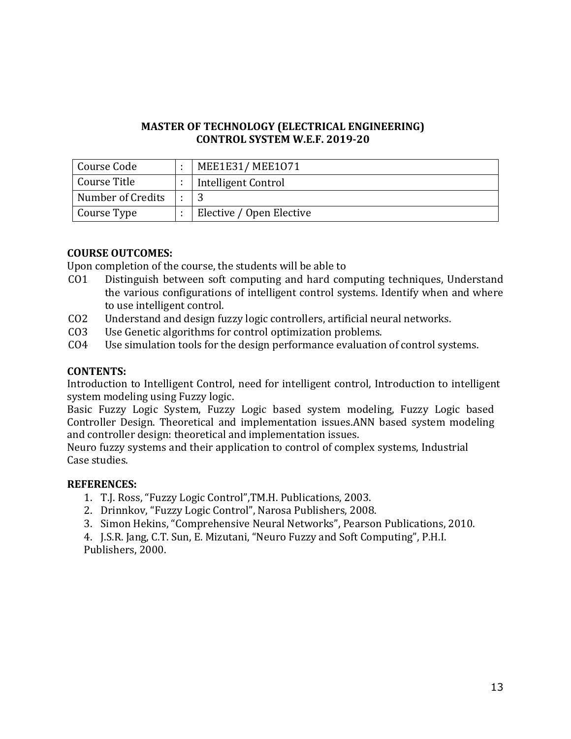## MASTER OF TECHNOLOGY (ELECTRICAL ENGINEERING)
## CONTROL SYSTEM W.E.F. 2019-20

| Course Code | : | MEE1E31/ MEE1O71 |
|---|---|---|
| Course Title | : | Intelligent Control |
| Number of Credits | : | 3 |
| Course Type | : | Elective / Open Elective |

**COURSE OUTCOMES:**

Upon completion of the course, the students will be able to

- CO1 Distinguish between soft computing and hard computing techniques, Understand the various configurations of intelligent control systems. Identify when and where to use intelligent control.
- CO2 Understand and design fuzzy logic controllers, artificial neural networks.
- CO3 Use Genetic algorithms for control optimization problems.
- CO4 Use simulation tools for the design performance evaluation of control systems.

**CONTENTS:**

Introduction to Intelligent Control, need for intelligent control, Introduction to intelligent system modeling using Fuzzy logic.

Basic Fuzzy Logic System, Fuzzy Logic based system modeling, Fuzzy Logic based Controller Design. Theoretical and implementation issues.ANN based system modeling and controller design: theoretical and implementation issues.

Neuro fuzzy systems and their application to control of complex systems, Industrial Case studies.

**REFERENCES:**

1. T.J. Ross, "Fuzzy Logic Control",TM.H. Publications, 2003.
2. Drinnkov, "Fuzzy Logic Control", Narosa Publishers, 2008.
3. Simon Hekins, "Comprehensive Neural Networks", Pearson Publications, 2010.
4. J.S.R. Jang, C.T. Sun, E. Mizutani, "Neuro Fuzzy and Soft Computing", P.H.I. Publishers, 2000.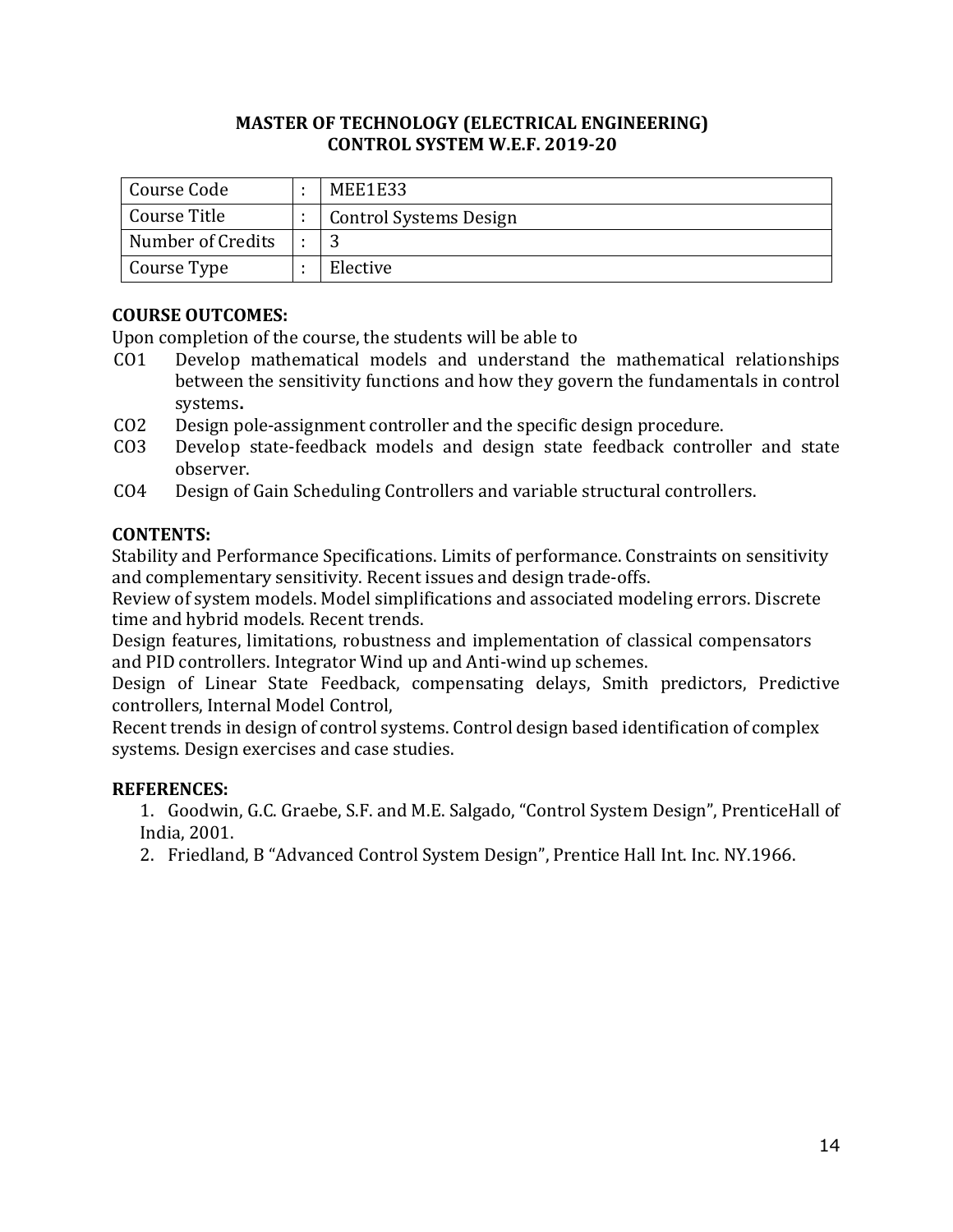**MASTER OF TECHNOLOGY (ELECTRICAL ENGINEERING)**
**CONTROL SYSTEM W.E.F. 2019-20**

| | | |
|---|---|---|
| Course Code | : | MEE1E33 |
| Course Title | : | Control Systems Design |
| Number of Credits | : | 3 |
| Course Type | : | Elective |

**COURSE OUTCOMES:**

Upon completion of the course, the students will be able to

- CO1 Develop mathematical models and understand the mathematical relationships between the sensitivity functions and how they govern the fundamentals in control systems**.**
- CO2 Design pole-assignment controller and the specific design procedure.
- CO3 Develop state-feedback models and design state feedback controller and state observer.
- CO4 Design of Gain Scheduling Controllers and variable structural controllers.

**CONTENTS:**

Stability and Performance Specifications. Limits of performance. Constraints on sensitivity and complementary sensitivity. Recent issues and design trade-offs.

Review of system models. Model simplifications and associated modeling errors. Discrete time and hybrid models. Recent trends.

Design features, limitations, robustness and implementation of classical compensators and PID controllers. Integrator Wind up and Anti-wind up schemes.

Design of Linear State Feedback, compensating delays, Smith predictors, Predictive controllers, Internal Model Control,

Recent trends in design of control systems. Control design based identification of complex systems. Design exercises and case studies.

**REFERENCES:**

1. Goodwin, G.C. Graebe, S.F. and M.E. Salgado, "Control System Design", PrenticeHall of India, 2001.
2. Friedland, B "Advanced Control System Design", Prentice Hall Int. Inc. NY.1966.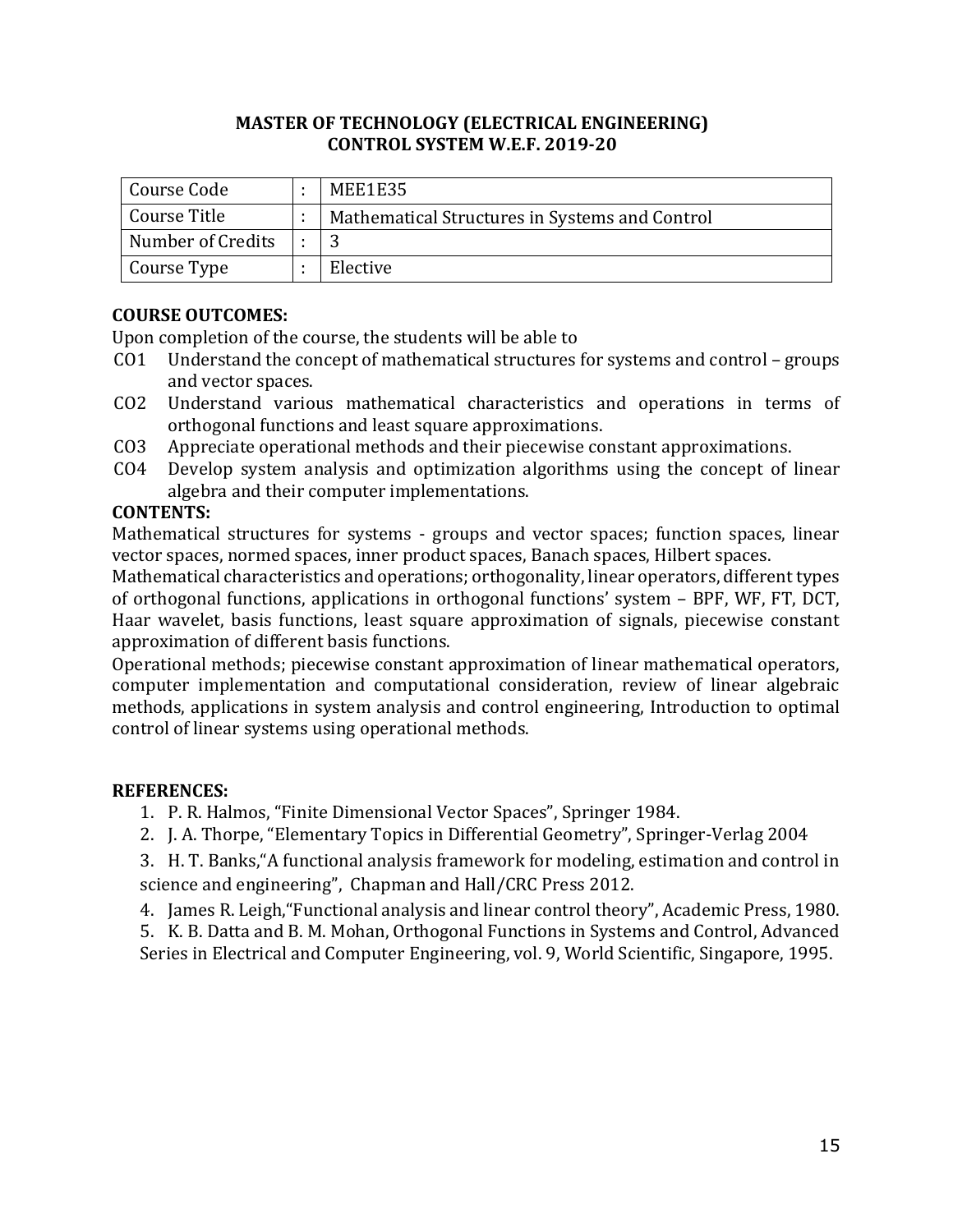**MASTER OF TECHNOLOGY (ELECTRICAL ENGINEERING)**
**CONTROL SYSTEM W.E.F. 2019-20**

| Course Code | : | MEE1E35 |
|---|---|---|
| Course Title | : | Mathematical Structures in Systems and Control |
| Number of Credits | : | 3 |
| Course Type | : | Elective |

**COURSE OUTCOMES:**

Upon completion of the course, the students will be able to

- CO1 Understand the concept of mathematical structures for systems and control – groups and vector spaces.
- CO2 Understand various mathematical characteristics and operations in terms of orthogonal functions and least square approximations.
- CO3 Appreciate operational methods and their piecewise constant approximations.
- CO4 Develop system analysis and optimization algorithms using the concept of linear algebra and their computer implementations.

**CONTENTS:**

Mathematical structures for systems - groups and vector spaces; function spaces, linear vector spaces, normed spaces, inner product spaces, Banach spaces, Hilbert spaces.

Mathematical characteristics and operations; orthogonality, linear operators, different types of orthogonal functions, applications in orthogonal functions' system – BPF, WF, FT, DCT, Haar wavelet, basis functions, least square approximation of signals, piecewise constant approximation of different basis functions.

Operational methods; piecewise constant approximation of linear mathematical operators, computer implementation and computational consideration, review of linear algebraic methods, applications in system analysis and control engineering, Introduction to optimal control of linear systems using operational methods.

**REFERENCES:**

1. P. R. Halmos, "Finite Dimensional Vector Spaces", Springer 1984.
2. J. A. Thorpe, "Elementary Topics in Differential Geometry", Springer-Verlag 2004
3. H. T. Banks,"A functional analysis framework for modeling, estimation and control in science and engineering", Chapman and Hall/CRC Press 2012.
4. James R. Leigh,"Functional analysis and linear control theory", Academic Press, 1980.
5. K. B. Datta and B. M. Mohan, Orthogonal Functions in Systems and Control, Advanced Series in Electrical and Computer Engineering, vol. 9, World Scientific, Singapore, 1995.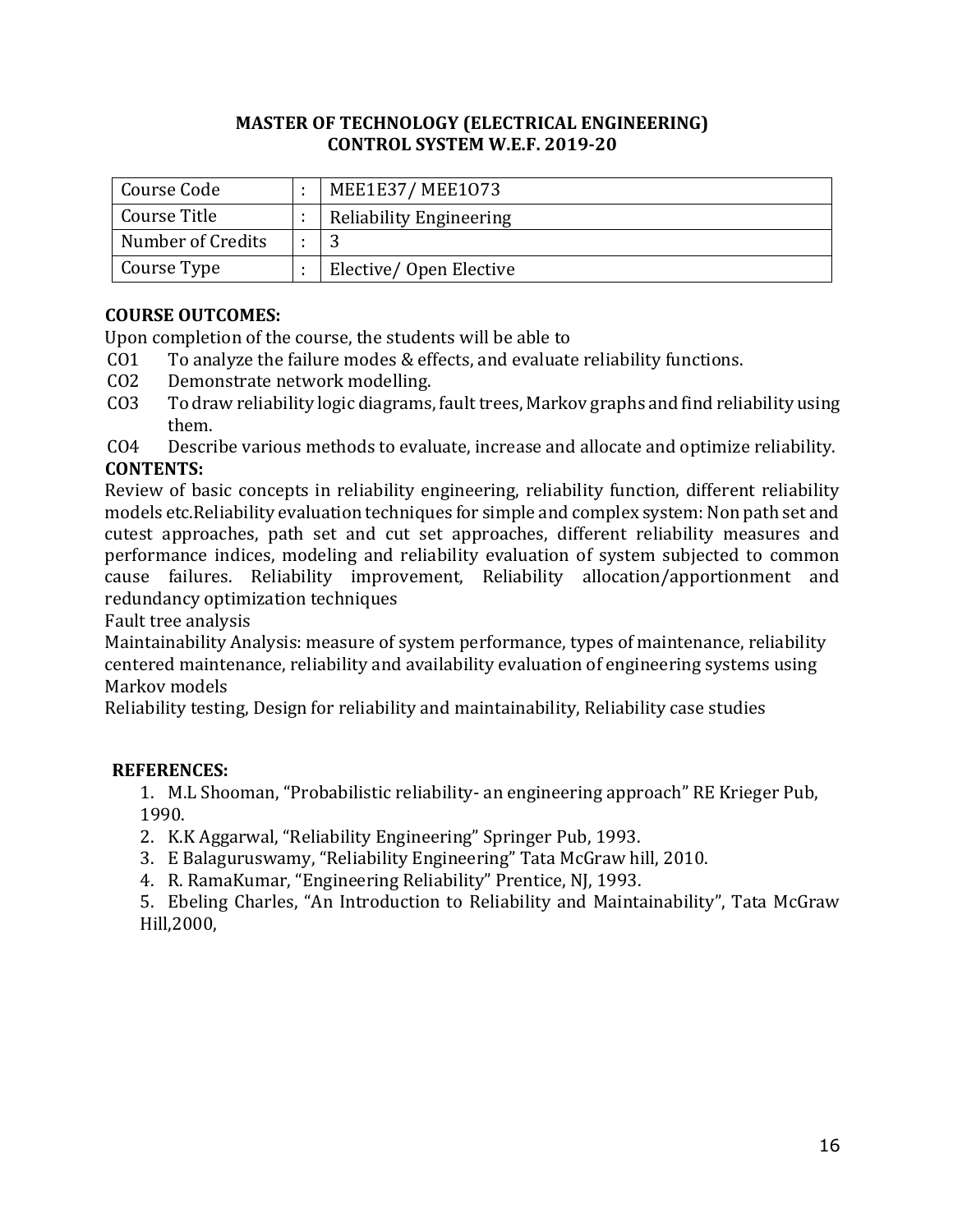**MASTER OF TECHNOLOGY (ELECTRICAL ENGINEERING)**
**CONTROL SYSTEM W.E.F. 2019-20**

| Course Code | : | MEE1E37/ MEE1O73 |
|---|---|---|
| Course Title | : | Reliability Engineering |
| Number of Credits | : | 3 |
| Course Type | : | Elective/ Open Elective |

**COURSE OUTCOMES:**

Upon completion of the course, the students will be able to

- CO1 To analyze the failure modes & effects, and evaluate reliability functions.
- CO2 Demonstrate network modelling.
- CO3 To draw reliability logic diagrams, fault trees, Markov graphs and find reliability using them.
- CO4 Describe various methods to evaluate, increase and allocate and optimize reliability.

**CONTENTS:**

Review of basic concepts in reliability engineering, reliability function, different reliability models etc.Reliability evaluation techniques for simple and complex system: Non path set and cutest approaches, path set and cut set approaches, different reliability measures and performance indices, modeling and reliability evaluation of system subjected to common cause failures. Reliability improvement, Reliability allocation/apportionment and redundancy optimization techniques

Fault tree analysis

Maintainability Analysis: measure of system performance, types of maintenance, reliability centered maintenance, reliability and availability evaluation of engineering systems using Markov models

Reliability testing, Design for reliability and maintainability, Reliability case studies

**REFERENCES:**

1. M.L Shooman, "Probabilistic reliability- an engineering approach" RE Krieger Pub, 1990.
2. K.K Aggarwal, "Reliability Engineering" Springer Pub, 1993.
3. E Balaguruswamy, "Reliability Engineering" Tata McGraw hill, 2010.
4. R. RamaKumar, "Engineering Reliability" Prentice, NJ, 1993.
5. Ebeling Charles, "An Introduction to Reliability and Maintainability", Tata McGraw Hill,2000,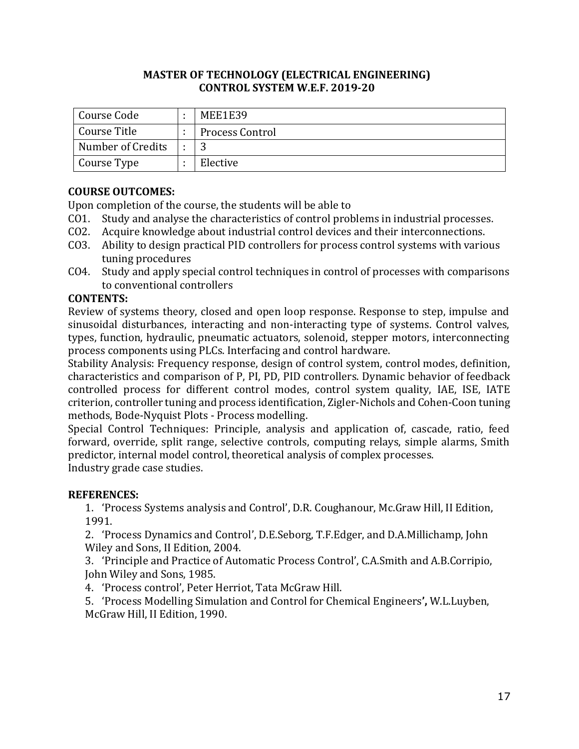**MASTER OF TECHNOLOGY (ELECTRICAL ENGINEERING)**
**CONTROL SYSTEM W.E.F. 2019-20**

| | | |
|---|---|---|
| Course Code | : | MEE1E39 |
| Course Title | : | Process Control |
| Number of Credits | : | 3 |
| Course Type | : | Elective |

**COURSE OUTCOMES:**

Upon completion of the course, the students will be able to

- CO1. Study and analyse the characteristics of control problems in industrial processes.
- CO2. Acquire knowledge about industrial control devices and their interconnections.
- CO3. Ability to design practical PID controllers for process control systems with various tuning procedures
- CO4. Study and apply special control techniques in control of processes with comparisons to conventional controllers

**CONTENTS:**

Review of systems theory, closed and open loop response. Response to step, impulse and sinusoidal disturbances, interacting and non-interacting type of systems. Control valves, types, function, hydraulic, pneumatic actuators, solenoid, stepper motors, interconnecting process components using PLCs. Interfacing and control hardware.

Stability Analysis: Frequency response, design of control system, control modes, definition, characteristics and comparison of P, PI, PD, PID controllers. Dynamic behavior of feedback controlled process for different control modes, control system quality, IAE, ISE, IATE criterion, controller tuning and process identification, Zigler-Nichols and Cohen-Coon tuning methods, Bode-Nyquist Plots - Process modelling.

Special Control Techniques: Principle, analysis and application of, cascade, ratio, feed forward, override, split range, selective controls, computing relays, simple alarms, Smith predictor, internal model control, theoretical analysis of complex processes.

Industry grade case studies.

**REFERENCES:**

1. 'Process Systems analysis and Control', D.R. Coughanour, Mc.Graw Hill, II Edition, 1991.
2. 'Process Dynamics and Control', D.E.Seborg, T.F.Edger, and D.A.Millichamp, John Wiley and Sons, II Edition, 2004.
3. 'Principle and Practice of Automatic Process Control', C.A.Smith and A.B.Corripio, John Wiley and Sons, 1985.
4. 'Process control', Peter Herriot, Tata McGraw Hill.
5. 'Process Modelling Simulation and Control for Chemical Engineers**',** W.L.Luyben, McGraw Hill, II Edition, 1990.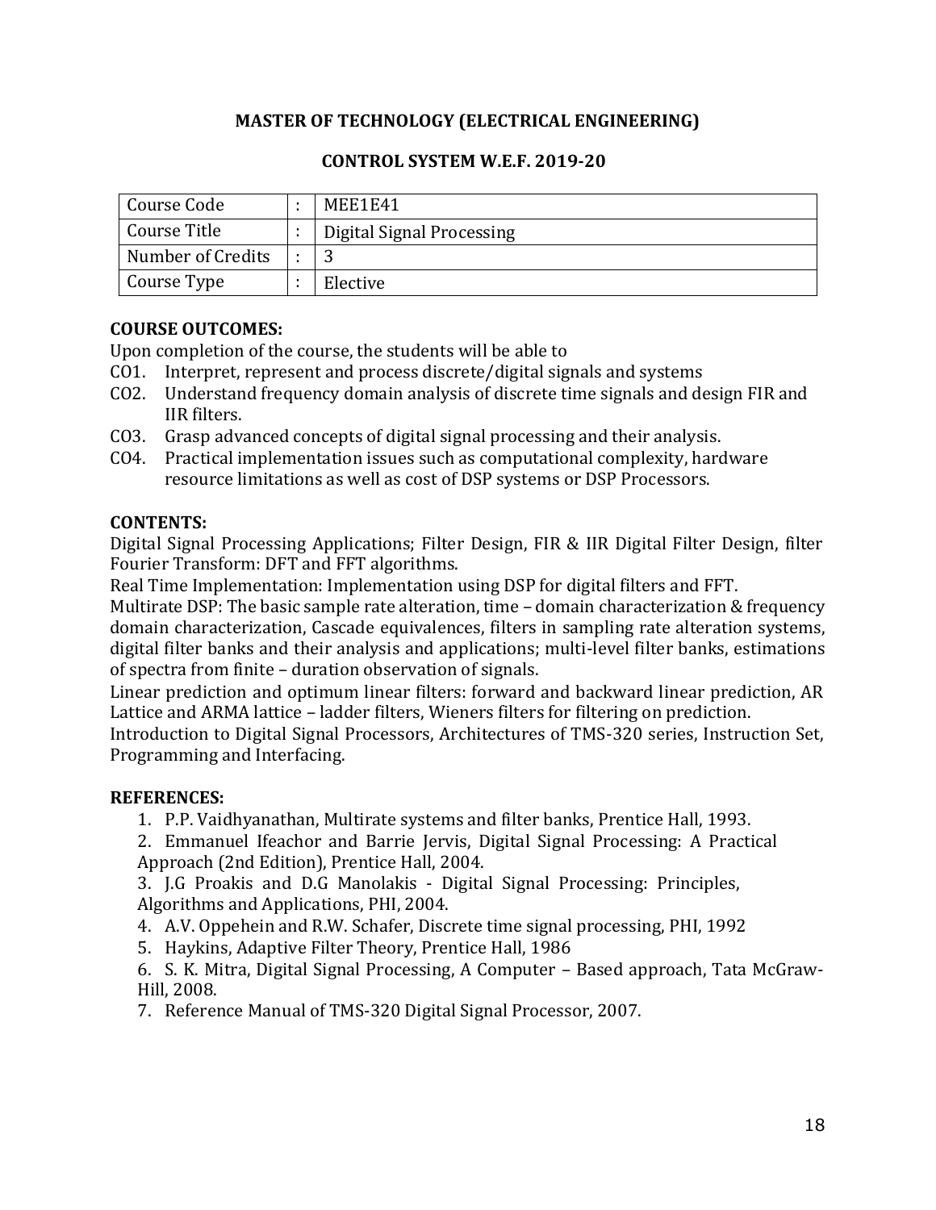**MASTER OF TECHNOLOGY (ELECTRICAL ENGINEERING)**

**CONTROL SYSTEM W.E.F. 2019-20**

| | | |
|---|---|---|
| Course Code | : | MEE1E41 |
| Course Title | : | Digital Signal Processing |
| Number of Credits | : | 3 |
| Course Type | : | Elective |

**COURSE OUTCOMES:**

Upon completion of the course, the students will be able to

- CO1. Interpret, represent and process discrete/digital signals and systems
- CO2. Understand frequency domain analysis of discrete time signals and design FIR and IIR filters.
- CO3. Grasp advanced concepts of digital signal processing and their analysis.
- CO4. Practical implementation issues such as computational complexity, hardware resource limitations as well as cost of DSP systems or DSP Processors.

**CONTENTS:**

Digital Signal Processing Applications; Filter Design, FIR & IIR Digital Filter Design, filter Fourier Transform: DFT and FFT algorithms.

Real Time Implementation: Implementation using DSP for digital filters and FFT.

Multirate DSP: The basic sample rate alteration, time – domain characterization & frequency domain characterization, Cascade equivalences, filters in sampling rate alteration systems, digital filter banks and their analysis and applications; multi-level filter banks, estimations of spectra from finite – duration observation of signals.

Linear prediction and optimum linear filters: forward and backward linear prediction, AR Lattice and ARMA lattice – ladder filters, Wieners filters for filtering on prediction.

Introduction to Digital Signal Processors, Architectures of TMS-320 series, Instruction Set, Programming and Interfacing.

**REFERENCES:**

1. P.P. Vaidhyanathan, Multirate systems and filter banks, Prentice Hall, 1993.
2. Emmanuel Ifeachor and Barrie Jervis, Digital Signal Processing: A Practical Approach (2nd Edition), Prentice Hall, 2004.
3. J.G Proakis and D.G Manolakis - Digital Signal Processing: Principles, Algorithms and Applications, PHI, 2004.
4. A.V. Oppehein and R.W. Schafer, Discrete time signal processing, PHI, 1992
5. Haykins, Adaptive Filter Theory, Prentice Hall, 1986
6. S. K. Mitra, Digital Signal Processing, A Computer – Based approach, Tata McGraw-Hill, 2008.
7. Reference Manual of TMS-320 Digital Signal Processor, 2007.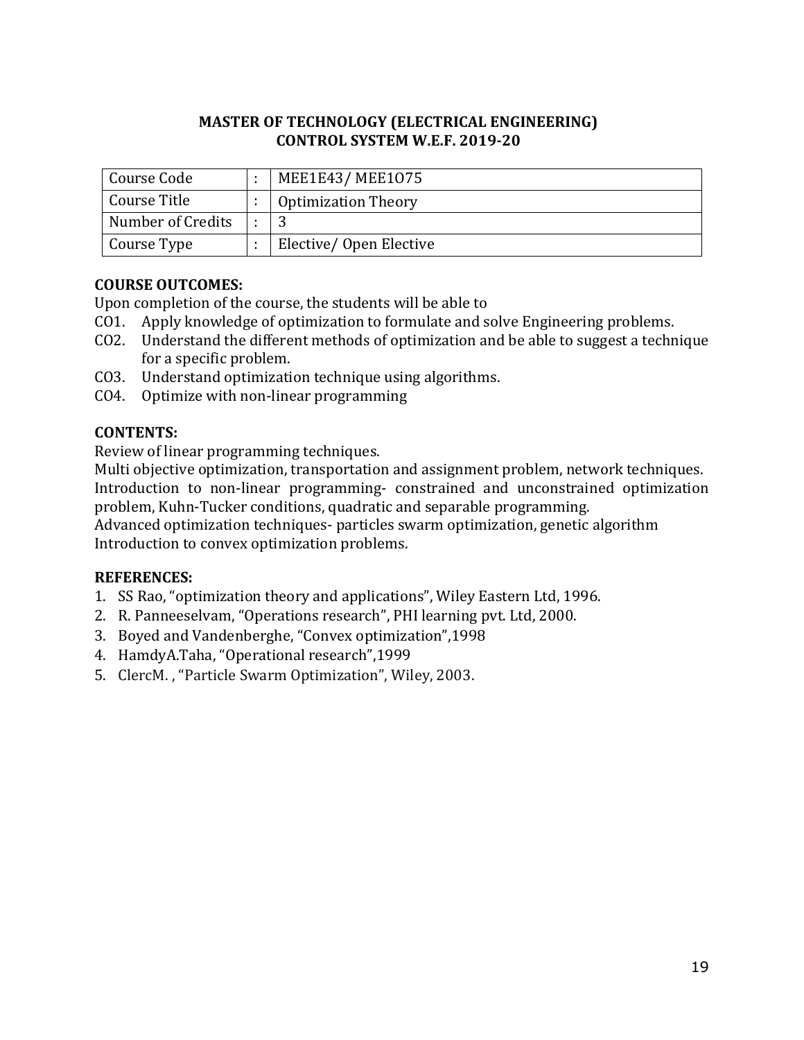**MASTER OF TECHNOLOGY (ELECTRICAL ENGINEERING)**
**CONTROL SYSTEM W.E.F. 2019-20**

| | | |
|---|---|---|
| Course Code | : | MEE1E43/ MEE1O75 |
| Course Title | : | Optimization Theory |
| Number of Credits | : | 3 |
| Course Type | : | Elective/ Open Elective |

**COURSE OUTCOMES:**

Upon completion of the course, the students will be able to

CO1. Apply knowledge of optimization to formulate and solve Engineering problems.

CO2. Understand the different methods of optimization and be able to suggest a technique for a specific problem.

CO3. Understand optimization technique using algorithms.

CO4. Optimize with non-linear programming

**CONTENTS:**

Review of linear programming techniques.

Multi objective optimization, transportation and assignment problem, network techniques.

Introduction to non-linear programming- constrained and unconstrained optimization problem, Kuhn-Tucker conditions, quadratic and separable programming.

Advanced optimization techniques- particles swarm optimization, genetic algorithm

Introduction to convex optimization problems.

**REFERENCES:**

1. SS Rao, "optimization theory and applications", Wiley Eastern Ltd, 1996.
2. R. Panneeselvam, "Operations research", PHI learning pvt. Ltd, 2000.
3. Boyed and Vandenberghe, "Convex optimization",1998
4. HamdyA.Taha, "Operational research",1999
5. ClercM. , "Particle Swarm Optimization", Wiley, 2003.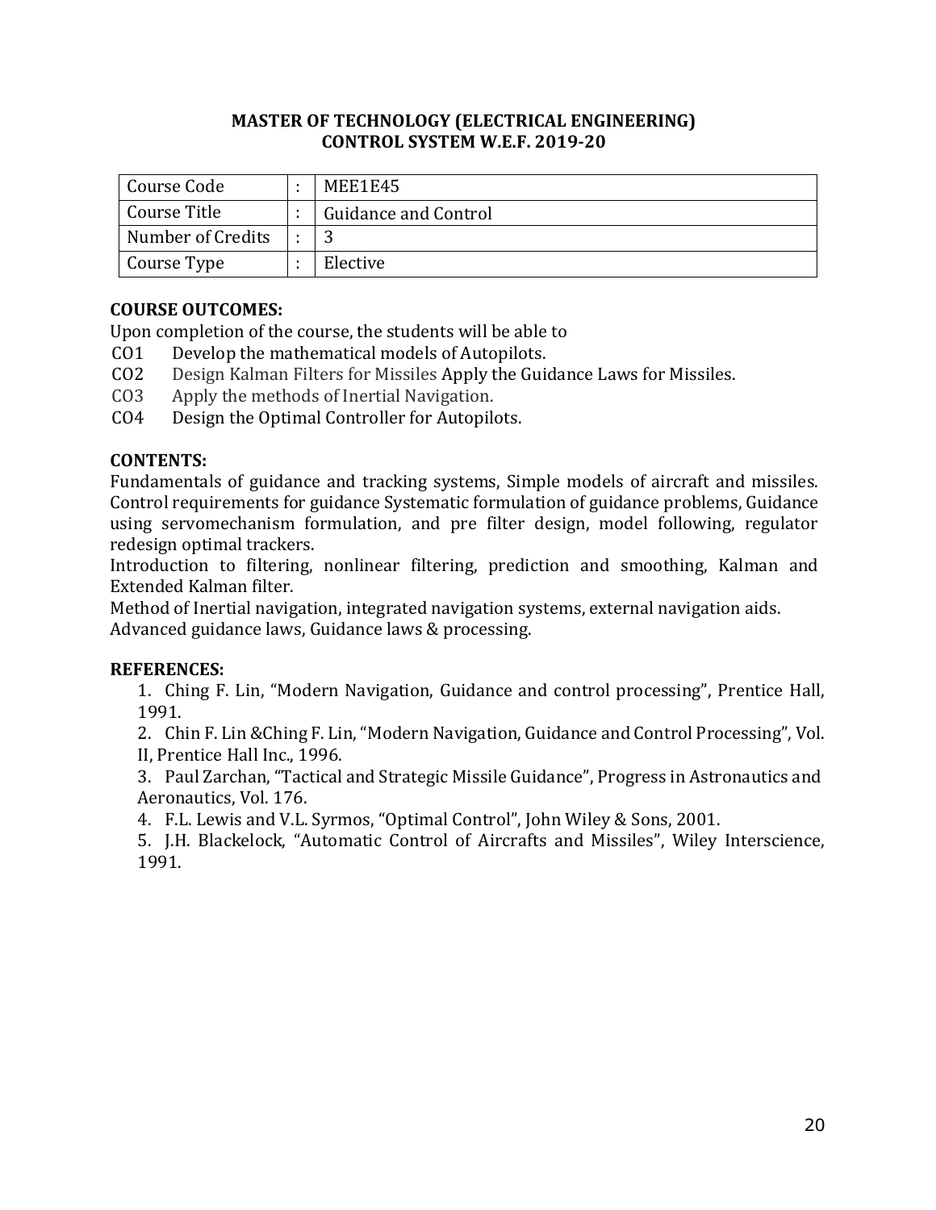**MASTER OF TECHNOLOGY (ELECTRICAL ENGINEERING)**
**CONTROL SYSTEM W.E.F. 2019-20**

| Course Code | : | MEE1E45 |
|---|---|---|
| Course Title | : | Guidance and Control |
| Number of Credits | : | 3 |
| Course Type | : | Elective |

**COURSE OUTCOMES:**

Upon completion of the course, the students will be able to

CO1 Develop the mathematical models of Autopilots.
CO2 Design Kalman Filters for Missiles Apply the Guidance Laws for Missiles.
CO3 Apply the methods of Inertial Navigation.
CO4 Design the Optimal Controller for Autopilots.

**CONTENTS:**

Fundamentals of guidance and tracking systems, Simple models of aircraft and missiles. Control requirements for guidance Systematic formulation of guidance problems, Guidance using servomechanism formulation, and pre filter design, model following, regulator redesign optimal trackers.

Introduction to filtering, nonlinear filtering, prediction and smoothing, Kalman and Extended Kalman filter.

Method of Inertial navigation, integrated navigation systems, external navigation aids.

Advanced guidance laws, Guidance laws & processing.

**REFERENCES:**

1. Ching F. Lin, "Modern Navigation, Guidance and control processing", Prentice Hall, 1991.
2. Chin F. Lin &Ching F. Lin, "Modern Navigation, Guidance and Control Processing", Vol. II, Prentice Hall Inc., 1996.
3. Paul Zarchan, "Tactical and Strategic Missile Guidance", Progress in Astronautics and Aeronautics, Vol. 176.
4. F.L. Lewis and V.L. Syrmos, "Optimal Control", John Wiley & Sons, 2001.
5. J.H. Blackelock, "Automatic Control of Aircrafts and Missiles", Wiley Interscience, 1991.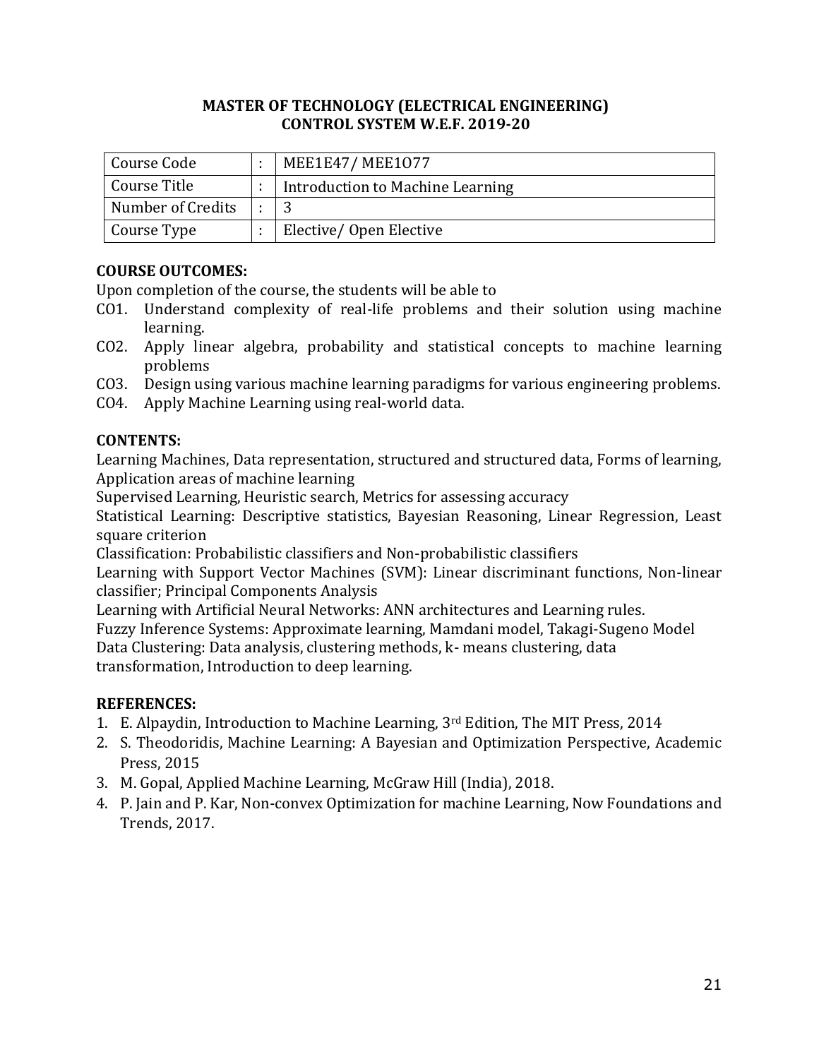**MASTER OF TECHNOLOGY (ELECTRICAL ENGINEERING)**
**CONTROL SYSTEM W.E.F. 2019-20**

| | | |
|---|---|---|
| Course Code | : | MEE1E47/ MEE1O77 |
| Course Title | : | Introduction to Machine Learning |
| Number of Credits | : | 3 |
| Course Type | : | Elective/ Open Elective |

**COURSE OUTCOMES:**

Upon completion of the course, the students will be able to

- CO1. Understand complexity of real-life problems and their solution using machine learning.
- CO2. Apply linear algebra, probability and statistical concepts to machine learning problems
- CO3. Design using various machine learning paradigms for various engineering problems.
- CO4. Apply Machine Learning using real-world data.

**CONTENTS:**

Learning Machines, Data representation, structured and structured data, Forms of learning, Application areas of machine learning

Supervised Learning, Heuristic search, Metrics for assessing accuracy

Statistical Learning: Descriptive statistics, Bayesian Reasoning, Linear Regression, Least square criterion

Classification: Probabilistic classifiers and Non-probabilistic classifiers

Learning with Support Vector Machines (SVM): Linear discriminant functions, Non-linear classifier; Principal Components Analysis

Learning with Artificial Neural Networks: ANN architectures and Learning rules.

Fuzzy Inference Systems: Approximate learning, Mamdani model, Takagi-Sugeno Model

Data Clustering: Data analysis, clustering methods, k- means clustering, data transformation, Introduction to deep learning.

**REFERENCES:**

1. E. Alpaydin, Introduction to Machine Learning, 3rd Edition, The MIT Press, 2014
2. S. Theodoridis, Machine Learning: A Bayesian and Optimization Perspective, Academic Press, 2015
3. M. Gopal, Applied Machine Learning, McGraw Hill (India), 2018.
4. P. Jain and P. Kar, Non-convex Optimization for machine Learning, Now Foundations and Trends, 2017.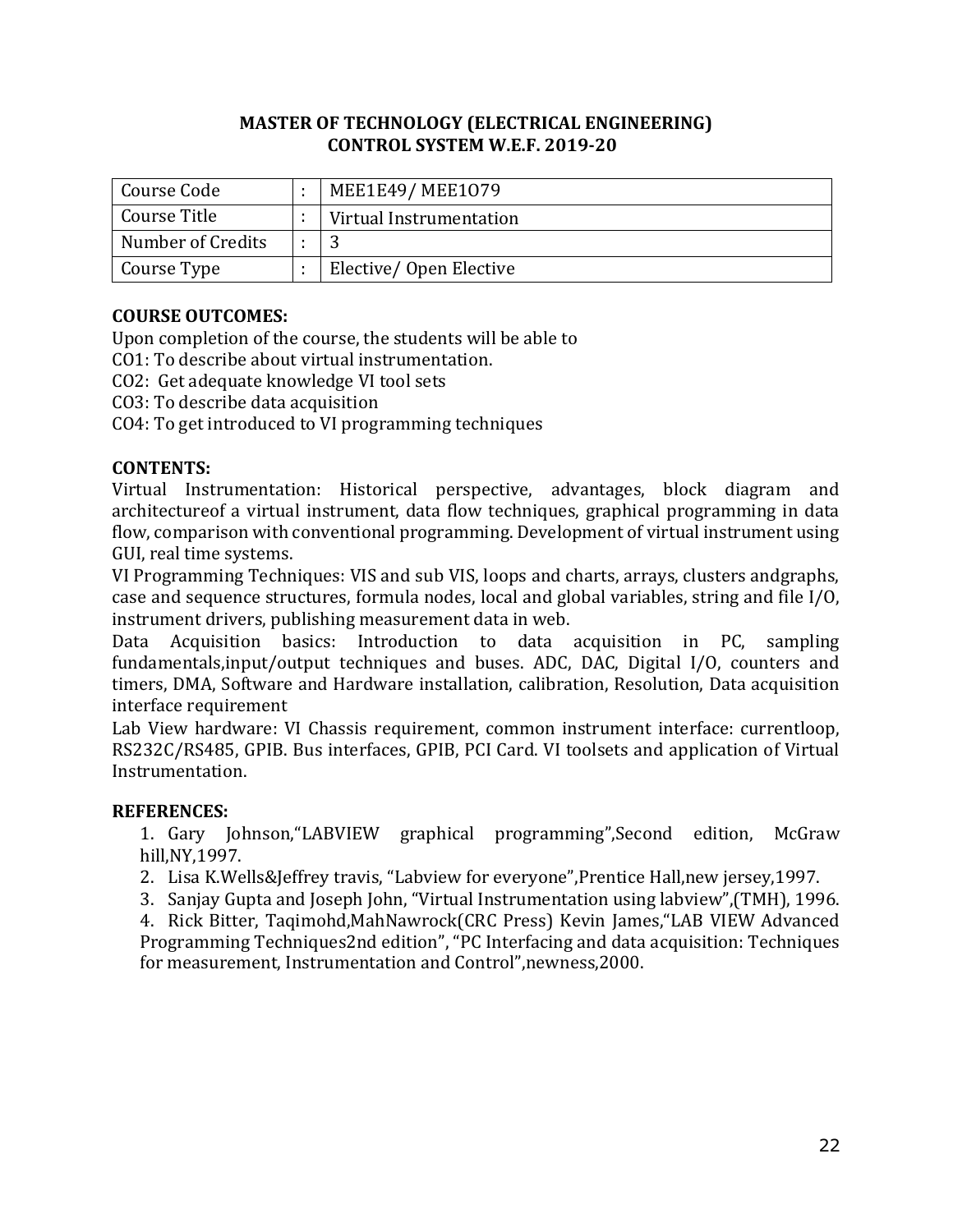**MASTER OF TECHNOLOGY (ELECTRICAL ENGINEERING)**
**CONTROL SYSTEM W.E.F. 2019-20**

| Course Code | : | MEE1E49/ MEE1O79 |
|---|---|---|
| Course Title | : | Virtual Instrumentation |
| Number of Credits | : | 3 |
| Course Type | : | Elective/ Open Elective |

**COURSE OUTCOMES:**

Upon completion of the course, the students will be able to

CO1: To describe about virtual instrumentation.

CO2: Get adequate knowledge VI tool sets

CO3: To describe data acquisition

CO4: To get introduced to VI programming techniques

**CONTENTS:**

Virtual Instrumentation: Historical perspective, advantages, block diagram and architectureof a virtual instrument, data flow techniques, graphical programming in data flow, comparison with conventional programming. Development of virtual instrument using GUI, real time systems.

VI Programming Techniques: VIS and sub VIS, loops and charts, arrays, clusters andgraphs, case and sequence structures, formula nodes, local and global variables, string and file I/O, instrument drivers, publishing measurement data in web.

Data Acquisition basics: Introduction to data acquisition in PC, sampling fundamentals,input/output techniques and buses. ADC, DAC, Digital I/O, counters and timers, DMA, Software and Hardware installation, calibration, Resolution, Data acquisition interface requirement

Lab View hardware: VI Chassis requirement, common instrument interface: currentloop, RS232C/RS485, GPIB. Bus interfaces, GPIB, PCI Card. VI toolsets and application of Virtual Instrumentation.

**REFERENCES:**

1. Gary Johnson,"LABVIEW graphical programming",Second edition, McGraw hill,NY,1997.
2. Lisa K.Wells&Jeffrey travis, "Labview for everyone",Prentice Hall,new jersey,1997.
3. Sanjay Gupta and Joseph John, "Virtual Instrumentation using labview",(TMH), 1996.
4. Rick Bitter, Taqimohd,MahNawrock(CRC Press) Kevin James,"LAB VIEW Advanced Programming Techniques2nd edition", "PC Interfacing and data acquisition: Techniques for measurement, Instrumentation and Control",newness,2000.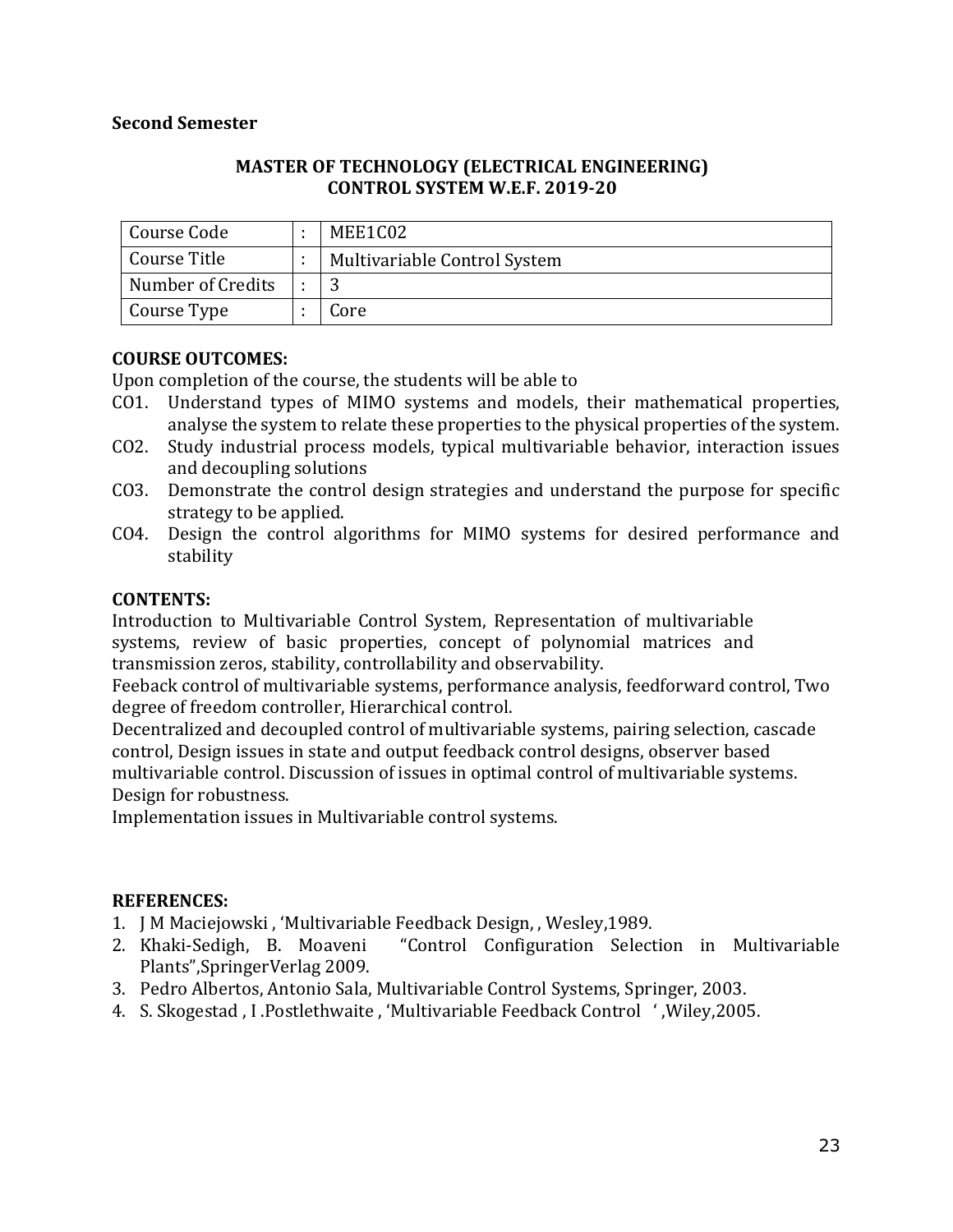**Second Semester**

**MASTER OF TECHNOLOGY (ELECTRICAL ENGINEERING)**
**CONTROL SYSTEM W.E.F. 2019-20**

| Course Code | : | MEE1C02 |
|---|---|---|
| Course Title | : | Multivariable Control System |
| Number of Credits | : | 3 |
| Course Type | : | Core |

**COURSE OUTCOMES:**

Upon completion of the course, the students will be able to

CO1. Understand types of MIMO systems and models, their mathematical properties, analyse the system to relate these properties to the physical properties of the system.

CO2. Study industrial process models, typical multivariable behavior, interaction issues and decoupling solutions

CO3. Demonstrate the control design strategies and understand the purpose for specific strategy to be applied.

CO4. Design the control algorithms for MIMO systems for desired performance and stability

**CONTENTS:**

Introduction to Multivariable Control System, Representation of multivariable systems, review of basic properties, concept of polynomial matrices and transmission zeros, stability, controllability and observability.

Feeback control of multivariable systems, performance analysis, feedforward control, Two degree of freedom controller, Hierarchical control.

Decentralized and decoupled control of multivariable systems, pairing selection, cascade control, Design issues in state and output feedback control designs, observer based multivariable control. Discussion of issues in optimal control of multivariable systems. Design for robustness.

Implementation issues in Multivariable control systems.

**REFERENCES:**

1. J M Maciejowski , 'Multivariable Feedback Design, , Wesley,1989.
2. Khaki-Sedigh, B. Moaveni "Control Configuration Selection in Multivariable Plants",SpringerVerlag 2009.
3. Pedro Albertos, Antonio Sala, Multivariable Control Systems, Springer, 2003.
4. S. Skogestad , I .Postlethwaite , 'Multivariable Feedback Control ' ,Wiley,2005.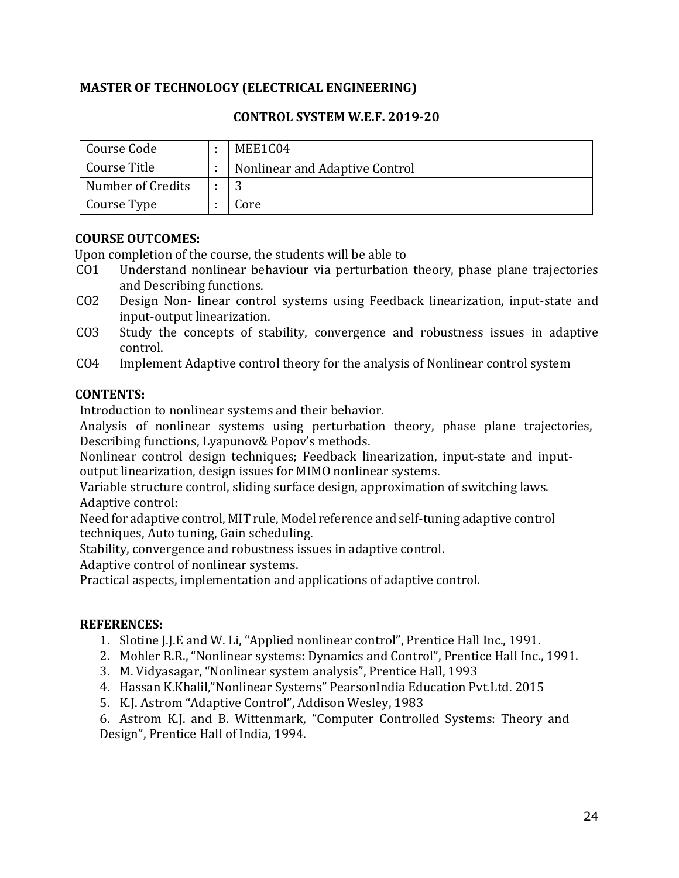**MASTER OF TECHNOLOGY (ELECTRICAL ENGINEERING)**

**CONTROL SYSTEM W.E.F. 2019-20**

| Course Code | : | MEE1C04 |
|---|---|---|
| Course Title | : | Nonlinear and Adaptive Control |
| Number of Credits | : | 3 |
| Course Type | : | Core |

**COURSE OUTCOMES:**

Upon completion of the course, the students will be able to

- CO1 Understand nonlinear behaviour via perturbation theory, phase plane trajectories and Describing functions.
- CO2 Design Non- linear control systems using Feedback linearization, input-state and input-output linearization.
- CO3 Study the concepts of stability, convergence and robustness issues in adaptive control.
- CO4 Implement Adaptive control theory for the analysis of Nonlinear control system

**CONTENTS:**

Introduction to nonlinear systems and their behavior.

Analysis of nonlinear systems using perturbation theory, phase plane trajectories, Describing functions, Lyapunov& Popov's methods.

Nonlinear control design techniques; Feedback linearization, input-state and input-output linearization, design issues for MIMO nonlinear systems.

Variable structure control, sliding surface design, approximation of switching laws.

Adaptive control:

Need for adaptive control, MIT rule, Model reference and self-tuning adaptive control techniques, Auto tuning, Gain scheduling.

Stability, convergence and robustness issues in adaptive control.

Adaptive control of nonlinear systems.

Practical aspects, implementation and applications of adaptive control.

**REFERENCES:**

1. Slotine J.J.E and W. Li, "Applied nonlinear control", Prentice Hall Inc., 1991.
2. Mohler R.R., "Nonlinear systems: Dynamics and Control", Prentice Hall Inc., 1991.
3. M. Vidyasagar, "Nonlinear system analysis", Prentice Hall, 1993
4. Hassan K.Khalil,"Nonlinear Systems" PearsonIndia Education Pvt.Ltd. 2015
5. K.J. Astrom "Adaptive Control", Addison Wesley, 1983
6. Astrom K.J. and B. Wittenmark, "Computer Controlled Systems: Theory and Design", Prentice Hall of India, 1994.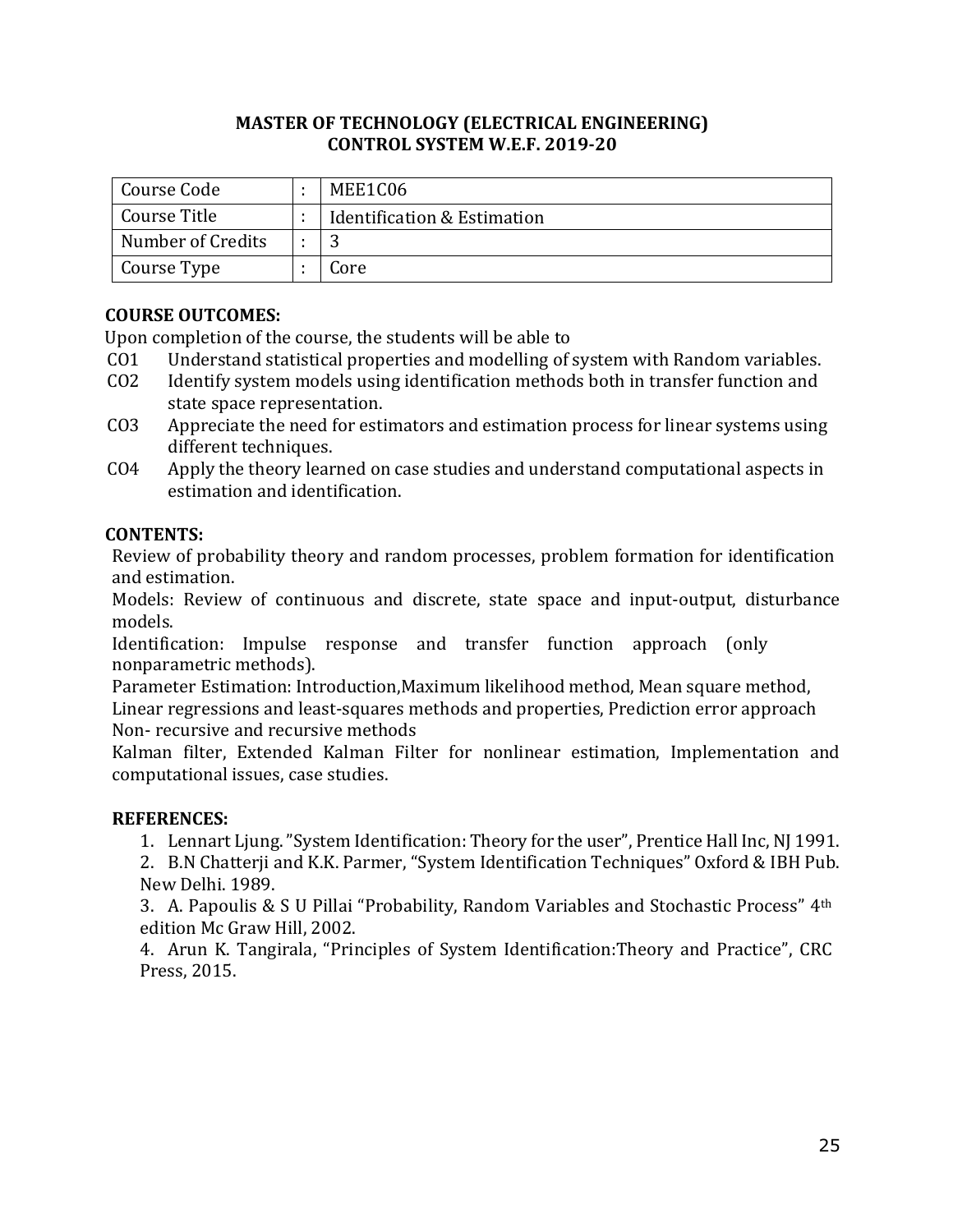**MASTER OF TECHNOLOGY (ELECTRICAL ENGINEERING)**
**CONTROL SYSTEM W.E.F. 2019-20**

| | | |
|---|---|---|
| Course Code | : | MEE1C06 |
| Course Title | : | Identification & Estimation |
| Number of Credits | : | 3 |
| Course Type | : | Core |

**COURSE OUTCOMES:**

Upon completion of the course, the students will be able to

- CO1 Understand statistical properties and modelling of system with Random variables.
- CO2 Identify system models using identification methods both in transfer function and state space representation.
- CO3 Appreciate the need for estimators and estimation process for linear systems using different techniques.
- CO4 Apply the theory learned on case studies and understand computational aspects in estimation and identification.

**CONTENTS:**

Review of probability theory and random processes, problem formation for identification and estimation.

Models: Review of continuous and discrete, state space and input-output, disturbance models.

Identification: Impulse response and transfer function approach (only nonparametric methods).

Parameter Estimation: Introduction,Maximum likelihood method, Mean square method, Linear regressions and least-squares methods and properties, Prediction error approach Non- recursive and recursive methods

Kalman filter, Extended Kalman Filter for nonlinear estimation, Implementation and computational issues, case studies.

**REFERENCES:**

1. Lennart Ljung. "System Identification: Theory for the user", Prentice Hall Inc, NJ 1991.
2. B.N Chatterji and K.K. Parmer, "System Identification Techniques" Oxford & IBH Pub. New Delhi. 1989.
3. A. Papoulis & S U Pillai "Probability, Random Variables and Stochastic Process" 4th edition Mc Graw Hill, 2002.
4. Arun K. Tangirala, "Principles of System Identification:Theory and Practice", CRC Press, 2015.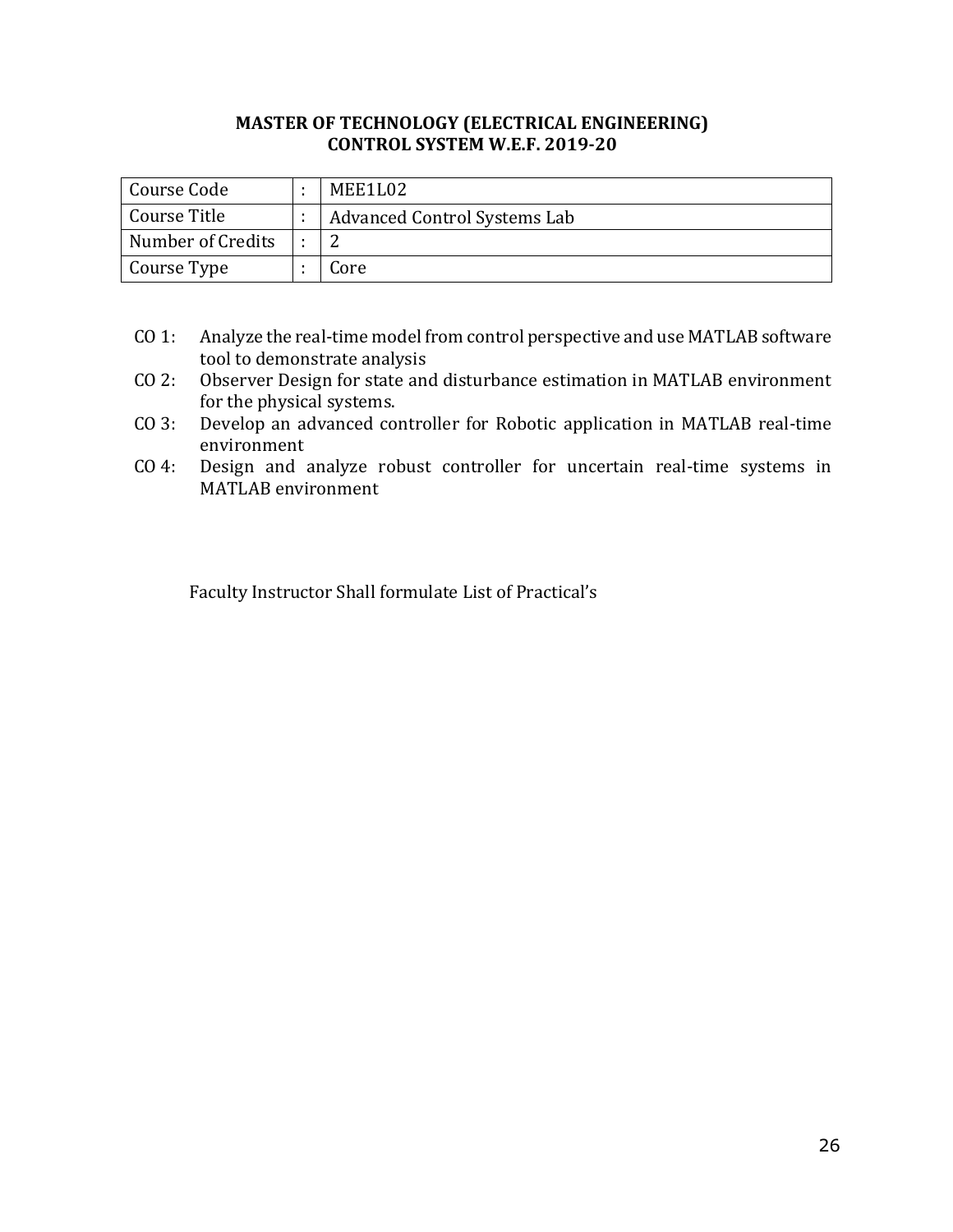**MASTER OF TECHNOLOGY (ELECTRICAL ENGINEERING)**
**CONTROL SYSTEM W.E.F. 2019-20**

| | | |
|---|---|---|
| Course Code | : | MEE1L02 |
| Course Title | : | Advanced Control Systems Lab |
| Number of Credits | : | 2 |
| Course Type | : | Core |

CO 1: Analyze the real-time model from control perspective and use MATLAB software tool to demonstrate analysis

CO 2: Observer Design for state and disturbance estimation in MATLAB environment for the physical systems.

CO 3: Develop an advanced controller for Robotic application in MATLAB real-time environment

CO 4: Design and analyze robust controller for uncertain real-time systems in MATLAB environment

Faculty Instructor Shall formulate List of Practical's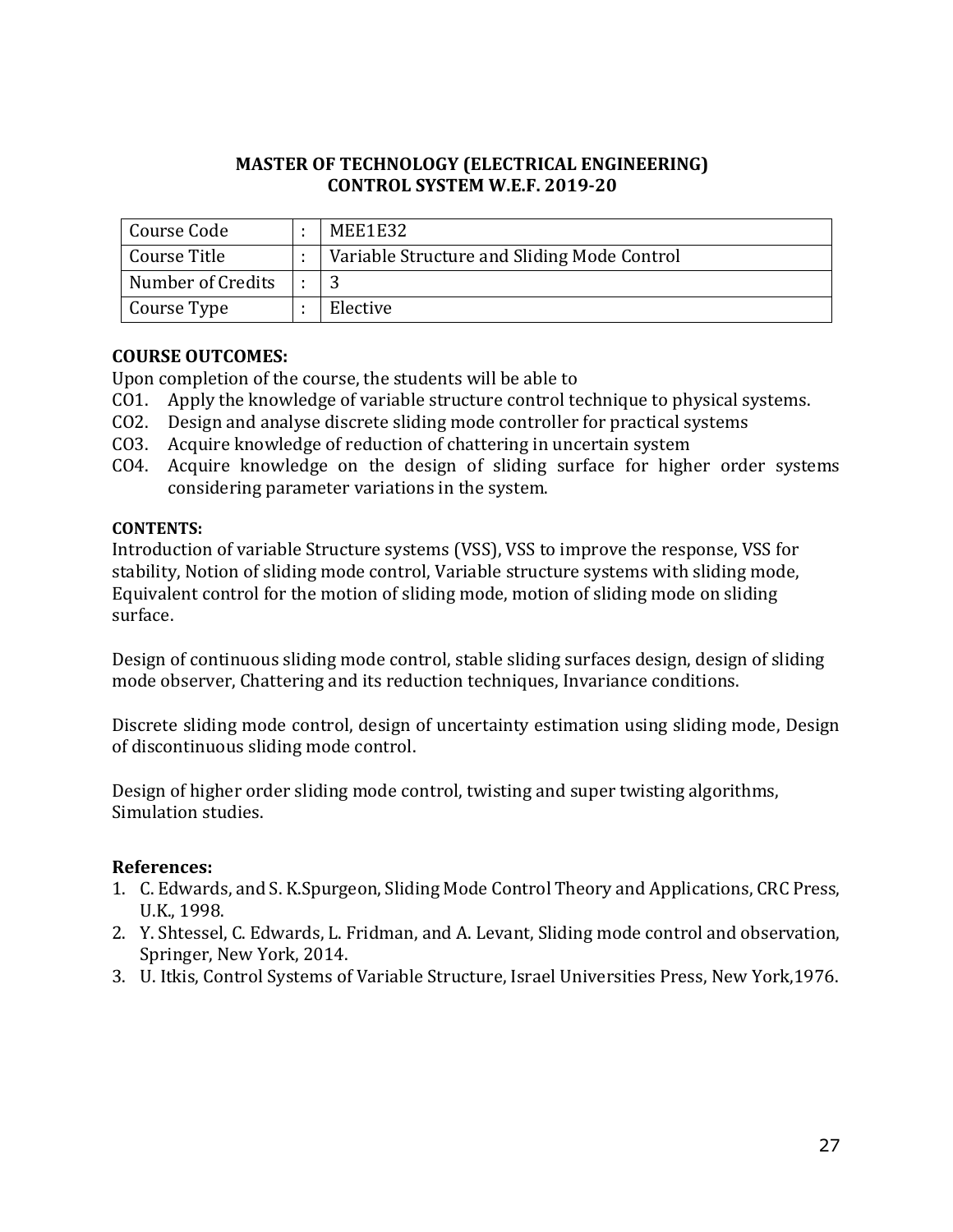**MASTER OF TECHNOLOGY (ELECTRICAL ENGINEERING)**
**CONTROL SYSTEM W.E.F. 2019-20**

| | | |
|---|---|---|
| Course Code | : | MEE1E32 |
| Course Title | : | Variable Structure and Sliding Mode Control |
| Number of Credits | : | 3 |
| Course Type | : | Elective |

**COURSE OUTCOMES:**

Upon completion of the course, the students will be able to

CO1. Apply the knowledge of variable structure control technique to physical systems.
CO2. Design and analyse discrete sliding mode controller for practical systems
CO3. Acquire knowledge of reduction of chattering in uncertain system
CO4. Acquire knowledge on the design of sliding surface for higher order systems considering parameter variations in the system.

**CONTENTS:**

Introduction of variable Structure systems (VSS), VSS to improve the response, VSS for stability, Notion of sliding mode control, Variable structure systems with sliding mode, Equivalent control for the motion of sliding mode, motion of sliding mode on sliding surface.

Design of continuous sliding mode control, stable sliding surfaces design, design of sliding mode observer, Chattering and its reduction techniques, Invariance conditions.

Discrete sliding mode control, design of uncertainty estimation using sliding mode, Design of discontinuous sliding mode control.

Design of higher order sliding mode control, twisting and super twisting algorithms, Simulation studies.

**References:**

1. C. Edwards, and S. K.Spurgeon, Sliding Mode Control Theory and Applications, CRC Press, U.K., 1998.
2. Y. Shtessel, C. Edwards, L. Fridman, and A. Levant, Sliding mode control and observation, Springer, New York, 2014.
3. U. Itkis, Control Systems of Variable Structure, Israel Universities Press, New York,1976.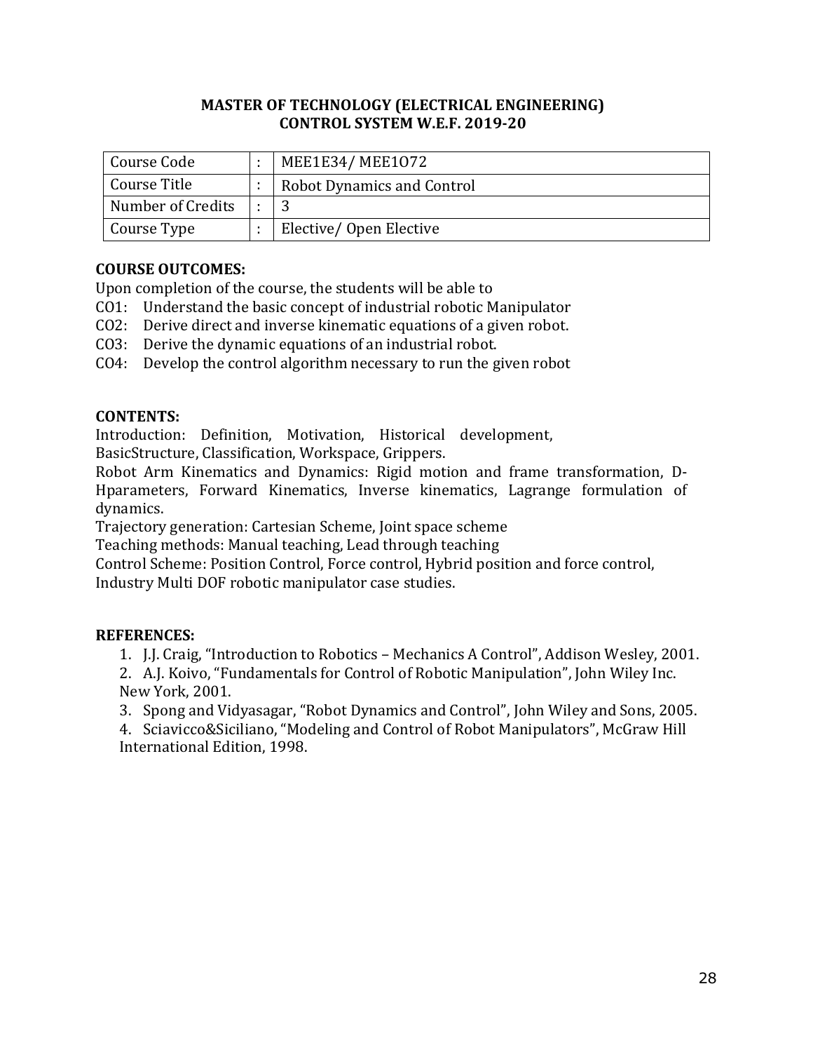**MASTER OF TECHNOLOGY (ELECTRICAL ENGINEERING)**
**CONTROL SYSTEM W.E.F. 2019-20**

| Course Code | : | MEE1E34/ MEE1O72 |
|---|---|---|
| Course Title | : | Robot Dynamics and Control |
| Number of Credits | : | 3 |
| Course Type | : | Elective/ Open Elective |

**COURSE OUTCOMES:**

Upon completion of the course, the students will be able to

CO1: Understand the basic concept of industrial robotic Manipulator
CO2: Derive direct and inverse kinematic equations of a given robot.
CO3: Derive the dynamic equations of an industrial robot.
CO4: Develop the control algorithm necessary to run the given robot

**CONTENTS:**

Introduction: Definition, Motivation, Historical development, BasicStructure, Classification, Workspace, Grippers.

Robot Arm Kinematics and Dynamics: Rigid motion and frame transformation, D-Hparameters, Forward Kinematics, Inverse kinematics, Lagrange formulation of dynamics.

Trajectory generation: Cartesian Scheme, Joint space scheme

Teaching methods: Manual teaching, Lead through teaching

Control Scheme: Position Control, Force control, Hybrid position and force control, Industry Multi DOF robotic manipulator case studies.

**REFERENCES:**

1. J.J. Craig, "Introduction to Robotics – Mechanics A Control", Addison Wesley, 2001.
2. A.J. Koivo, "Fundamentals for Control of Robotic Manipulation", John Wiley Inc. New York, 2001.
3. Spong and Vidyasagar, "Robot Dynamics and Control", John Wiley and Sons, 2005.
4. Sciavicco&Siciliano, "Modeling and Control of Robot Manipulators", McGraw Hill International Edition, 1998.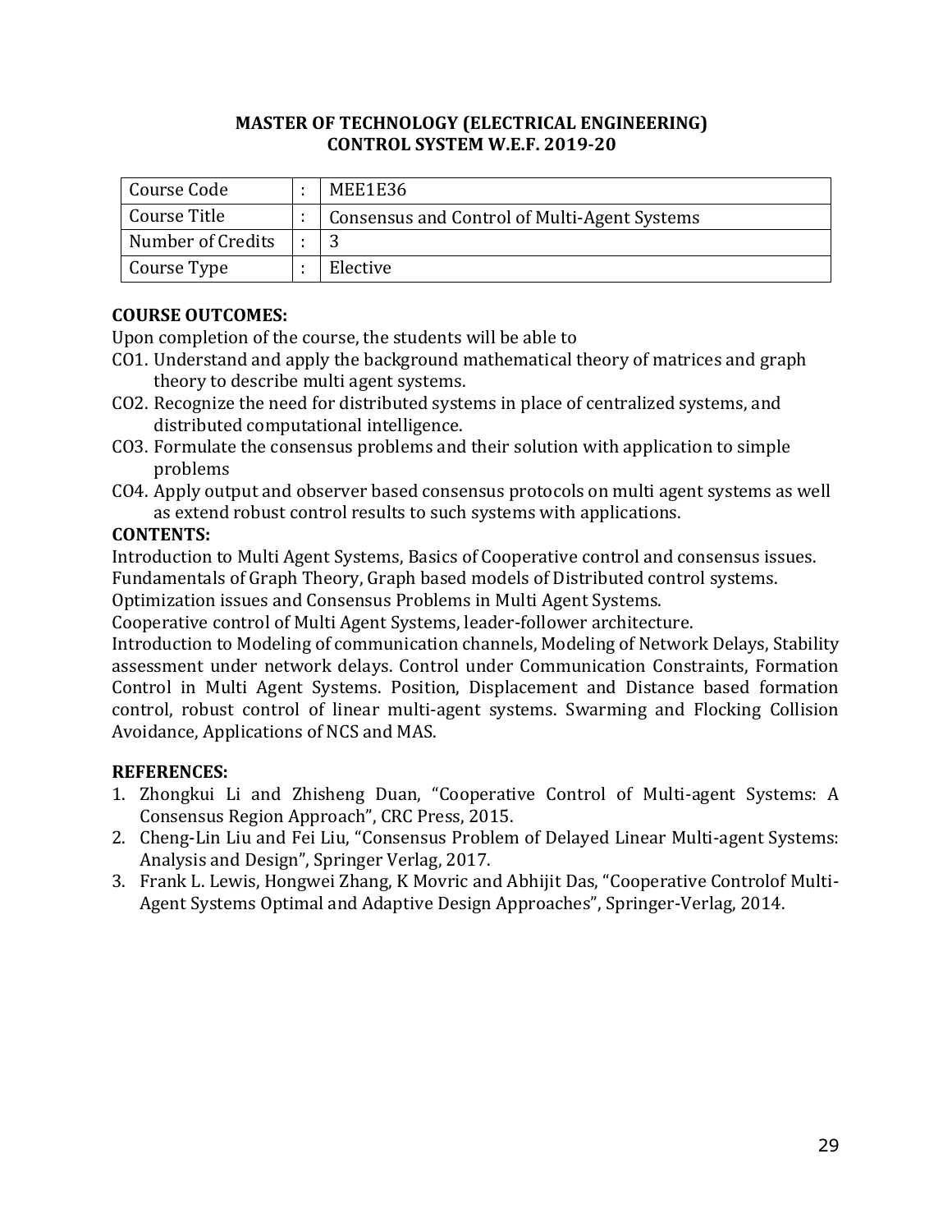**MASTER OF TECHNOLOGY (ELECTRICAL ENGINEERING)**
**CONTROL SYSTEM W.E.F. 2019-20**

| | | |
|---|---|---|
| Course Code | : | MEE1E36 |
| Course Title | : | Consensus and Control of Multi-Agent Systems |
| Number of Credits | : | 3 |
| Course Type | : | Elective |

**COURSE OUTCOMES:**

Upon completion of the course, the students will be able to

- CO1. Understand and apply the background mathematical theory of matrices and graph theory to describe multi agent systems.
- CO2. Recognize the need for distributed systems in place of centralized systems, and distributed computational intelligence.
- CO3. Formulate the consensus problems and their solution with application to simple problems
- CO4. Apply output and observer based consensus protocols on multi agent systems as well as extend robust control results to such systems with applications.

**CONTENTS:**

Introduction to Multi Agent Systems, Basics of Cooperative control and consensus issues. Fundamentals of Graph Theory, Graph based models of Distributed control systems. Optimization issues and Consensus Problems in Multi Agent Systems.

Cooperative control of Multi Agent Systems, leader-follower architecture.

Introduction to Modeling of communication channels, Modeling of Network Delays, Stability assessment under network delays. Control under Communication Constraints, Formation Control in Multi Agent Systems. Position, Displacement and Distance based formation control, robust control of linear multi-agent systems. Swarming and Flocking Collision Avoidance, Applications of NCS and MAS.

**REFERENCES:**

1. Zhongkui Li and Zhisheng Duan, “Cooperative Control of Multi-agent Systems: A Consensus Region Approach”, CRC Press, 2015.
2. Cheng-Lin Liu and Fei Liu, “Consensus Problem of Delayed Linear Multi-agent Systems: Analysis and Design”, Springer Verlag, 2017.
3. Frank L. Lewis, Hongwei Zhang, K Movric and Abhijit Das, “Cooperative Controlof Multi-Agent Systems Optimal and Adaptive Design Approaches”, Springer-Verlag, 2014.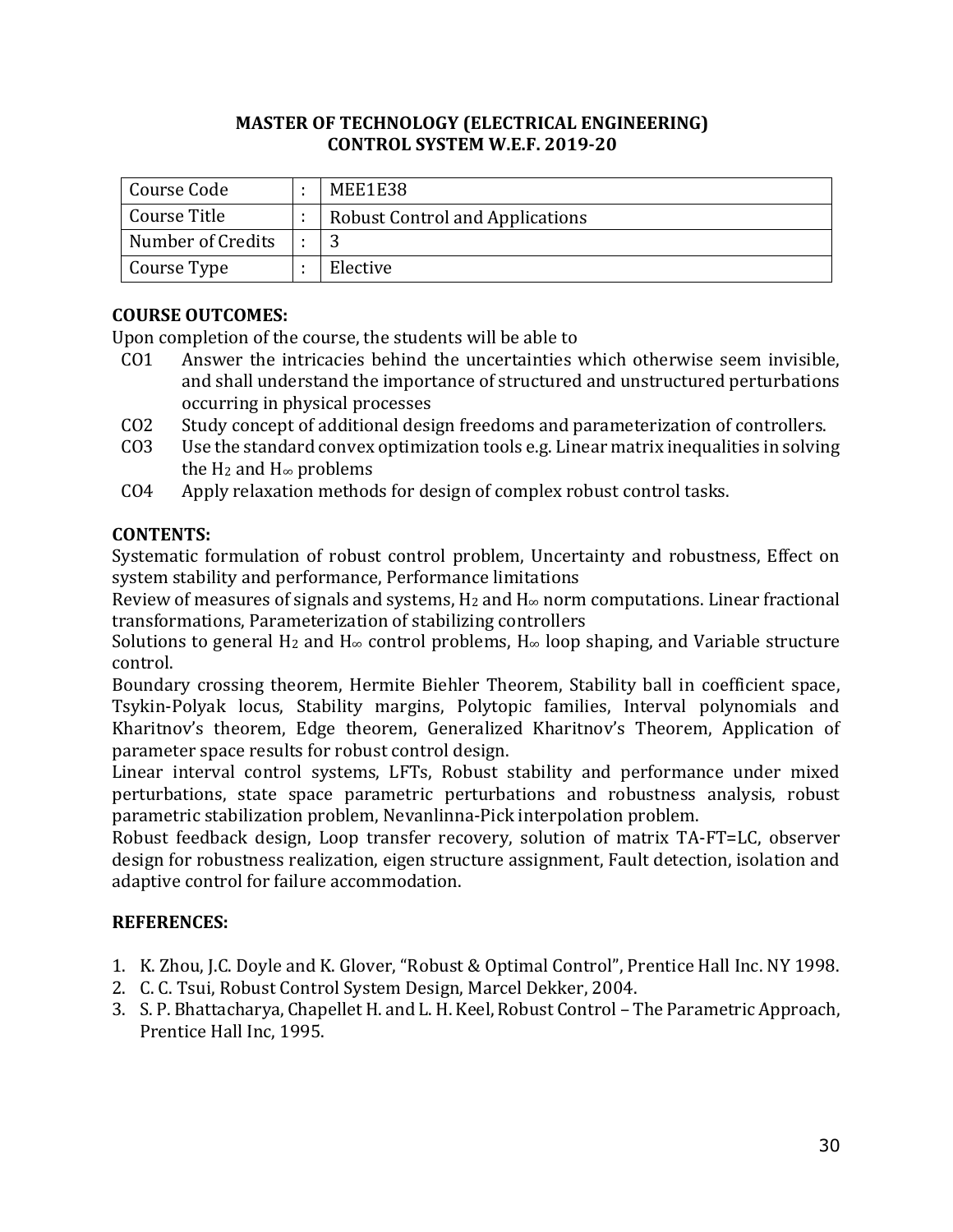**MASTER OF TECHNOLOGY (ELECTRICAL ENGINEERING)**
**CONTROL SYSTEM W.E.F. 2019-20**

| Course Code | : | MEE1E38 |
|---|---|---|
| Course Title | : | Robust Control and Applications |
| Number of Credits | : | 3 |
| Course Type | : | Elective |

**COURSE OUTCOMES:**

Upon completion of the course, the students will be able to

- CO1 Answer the intricacies behind the uncertainties which otherwise seem invisible, and shall understand the importance of structured and unstructured perturbations occurring in physical processes
- CO2 Study concept of additional design freedoms and parameterization of controllers.
- CO3 Use the standard convex optimization tools e.g. Linear matrix inequalities in solving the $H_2$ and $H_\infty$ problems
- CO4 Apply relaxation methods for design of complex robust control tasks.

**CONTENTS:**

Systematic formulation of robust control problem, Uncertainty and robustness, Effect on system stability and performance, Performance limitations

Review of measures of signals and systems, $H_2$ and $H_\infty$ norm computations. Linear fractional transformations, Parameterization of stabilizing controllers

Solutions to general $H_2$ and $H_\infty$ control problems, $H_\infty$ loop shaping, and Variable structure control.

Boundary crossing theorem, Hermite Biehler Theorem, Stability ball in coefficient space, Tsykin-Polyak locus, Stability margins, Polytopic families, Interval polynomials and Kharitnov's theorem, Edge theorem, Generalized Kharitnov's Theorem, Application of parameter space results for robust control design.

Linear interval control systems, LFTs, Robust stability and performance under mixed perturbations, state space parametric perturbations and robustness analysis, robust parametric stabilization problem, Nevanlinna-Pick interpolation problem.

Robust feedback design, Loop transfer recovery, solution of matrix TA-FT=LC, observer design for robustness realization, eigen structure assignment, Fault detection, isolation and adaptive control for failure accommodation.

**REFERENCES:**

1. K. Zhou, J.C. Doyle and K. Glover, "Robust & Optimal Control", Prentice Hall Inc. NY 1998.
2. C. C. Tsui, Robust Control System Design, Marcel Dekker, 2004.
3. S. P. Bhattacharya, Chapellet H. and L. H. Keel, Robust Control – The Parametric Approach, Prentice Hall Inc, 1995.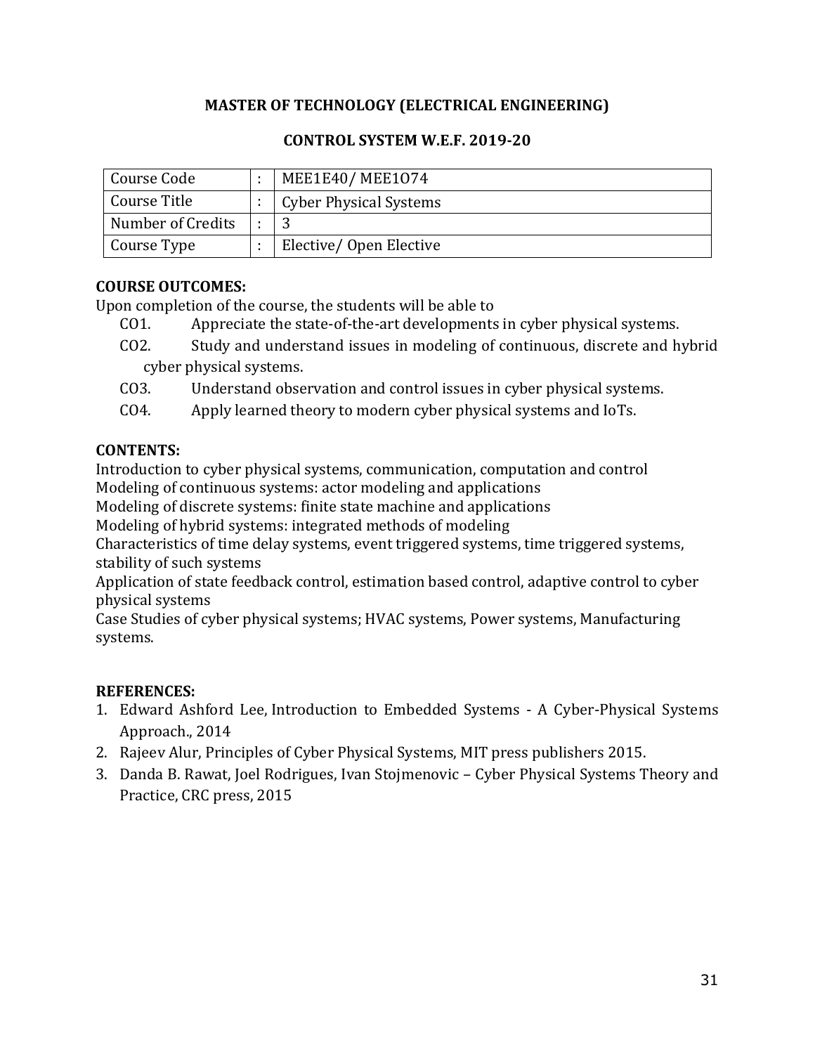**MASTER OF TECHNOLOGY (ELECTRICAL ENGINEERING)**

**CONTROL SYSTEM W.E.F. 2019-20**

| Course Code | : | MEE1E40/ MEE1O74 |
|---|---|---|
| Course Title | : | Cyber Physical Systems |
| Number of Credits | : | 3 |
| Course Type | : | Elective/ Open Elective |

**COURSE OUTCOMES:**

Upon completion of the course, the students will be able to

- CO1. Appreciate the state-of-the-art developments in cyber physical systems.
- CO2. Study and understand issues in modeling of continuous, discrete and hybrid cyber physical systems.
- CO3. Understand observation and control issues in cyber physical systems.
- CO4. Apply learned theory to modern cyber physical systems and IoTs.

**CONTENTS:**

Introduction to cyber physical systems, communication, computation and control
Modeling of continuous systems: actor modeling and applications
Modeling of discrete systems: finite state machine and applications
Modeling of hybrid systems: integrated methods of modeling
Characteristics of time delay systems, event triggered systems, time triggered systems, stability of such systems
Application of state feedback control, estimation based control, adaptive control to cyber physical systems
Case Studies of cyber physical systems; HVAC systems, Power systems, Manufacturing systems.

**REFERENCES:**

1. Edward Ashford Lee, Introduction to Embedded Systems - A Cyber-Physical Systems Approach., 2014
2. Rajeev Alur, Principles of Cyber Physical Systems, MIT press publishers 2015.
3. Danda B. Rawat, Joel Rodrigues, Ivan Stojmenovic – Cyber Physical Systems Theory and Practice, CRC press, 2015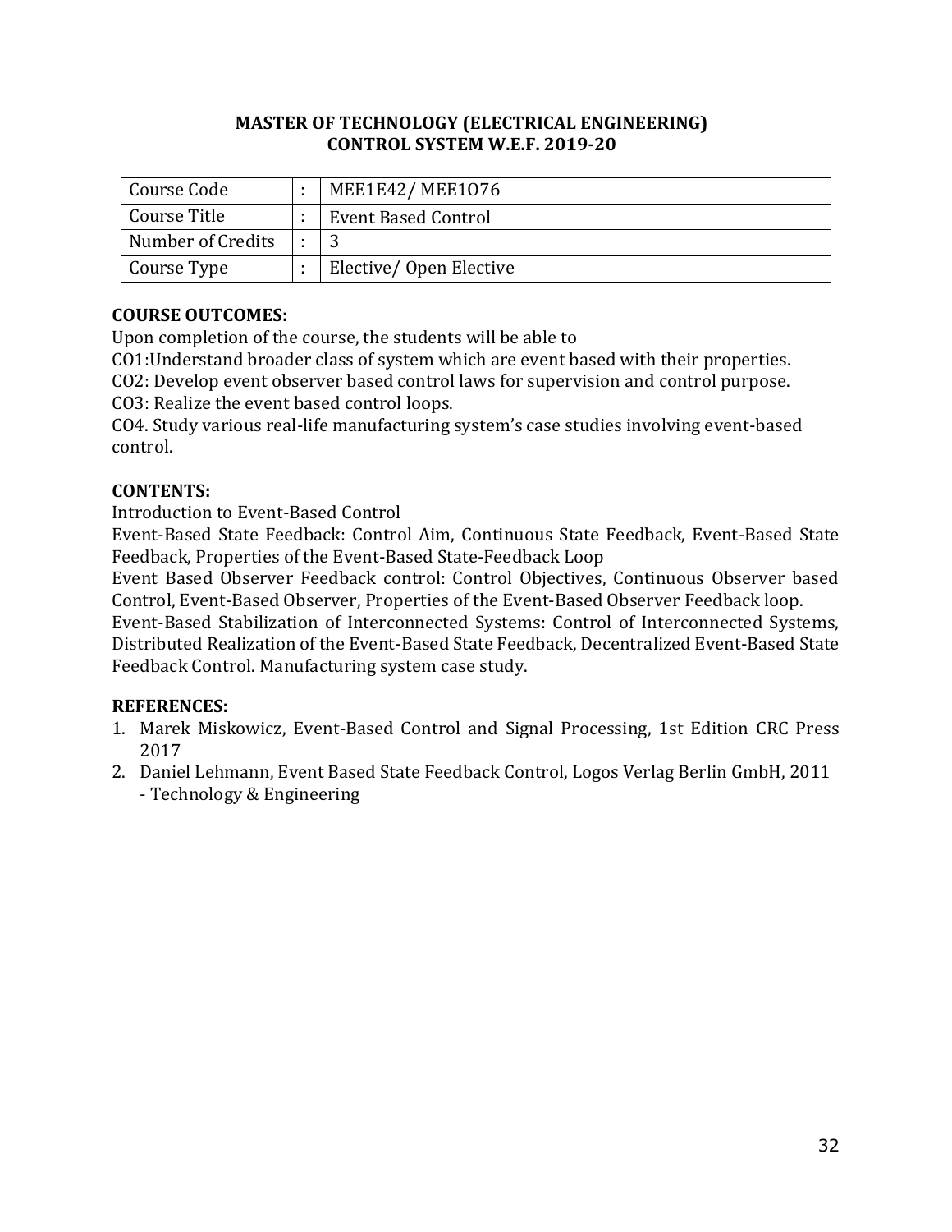**MASTER OF TECHNOLOGY (ELECTRICAL ENGINEERING)**
**CONTROL SYSTEM W.E.F. 2019-20**

| | | |
|---|---|---|
| Course Code | : | MEE1E42/ MEE1O76 |
| Course Title | : | Event Based Control |
| Number of Credits | : | 3 |
| Course Type | : | Elective/ Open Elective |

**COURSE OUTCOMES:**

Upon completion of the course, the students will be able to

CO1:Understand broader class of system which are event based with their properties.

CO2: Develop event observer based control laws for supervision and control purpose.

CO3: Realize the event based control loops.

CO4. Study various real-life manufacturing system's case studies involving event-based control.

**CONTENTS:**

Introduction to Event-Based Control

Event-Based State Feedback: Control Aim, Continuous State Feedback, Event-Based State Feedback, Properties of the Event-Based State-Feedback Loop

Event Based Observer Feedback control: Control Objectives, Continuous Observer based Control, Event-Based Observer, Properties of the Event-Based Observer Feedback loop.

Event-Based Stabilization of Interconnected Systems: Control of Interconnected Systems, Distributed Realization of the Event-Based State Feedback, Decentralized Event-Based State Feedback Control. Manufacturing system case study.

**REFERENCES:**

1. Marek Miskowicz, Event-Based Control and Signal Processing, 1st Edition CRC Press 2017
2. Daniel Lehmann, Event Based State Feedback Control, Logos Verlag Berlin GmbH, 2011 - Technology & Engineering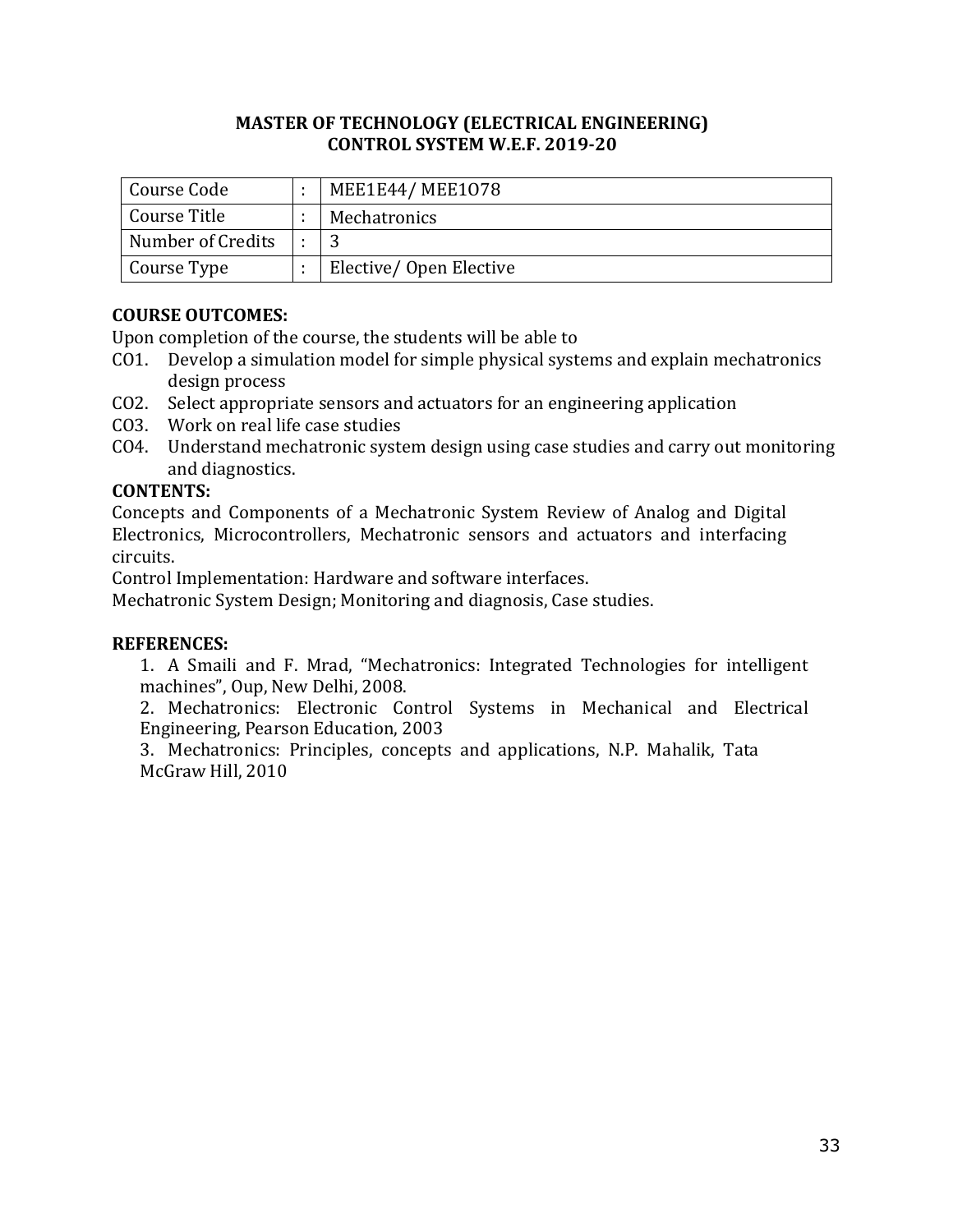**MASTER OF TECHNOLOGY (ELECTRICAL ENGINEERING)**
**CONTROL SYSTEM W.E.F. 2019-20**

| Course Code | : | MEE1E44/ MEE1O78 |
|---|---|---|
| Course Title | : | Mechatronics |
| Number of Credits | : | 3 |
| Course Type | : | Elective/ Open Elective |

**COURSE OUTCOMES:**

Upon completion of the course, the students will be able to

CO1. Develop a simulation model for simple physical systems and explain mechatronics design process

CO2. Select appropriate sensors and actuators for an engineering application

CO3. Work on real life case studies

CO4. Understand mechatronic system design using case studies and carry out monitoring and diagnostics.

**CONTENTS:**

Concepts and Components of a Mechatronic System Review of Analog and Digital Electronics, Microcontrollers, Mechatronic sensors and actuators and interfacing circuits.

Control Implementation: Hardware and software interfaces.

Mechatronic System Design; Monitoring and diagnosis, Case studies.

**REFERENCES:**

1. A Smaili and F. Mrad, "Mechatronics: Integrated Technologies for intelligent machines", Oup, New Delhi, 2008.
2. Mechatronics: Electronic Control Systems in Mechanical and Electrical Engineering, Pearson Education, 2003
3. Mechatronics: Principles, concepts and applications, N.P. Mahalik, Tata McGraw Hill, 2010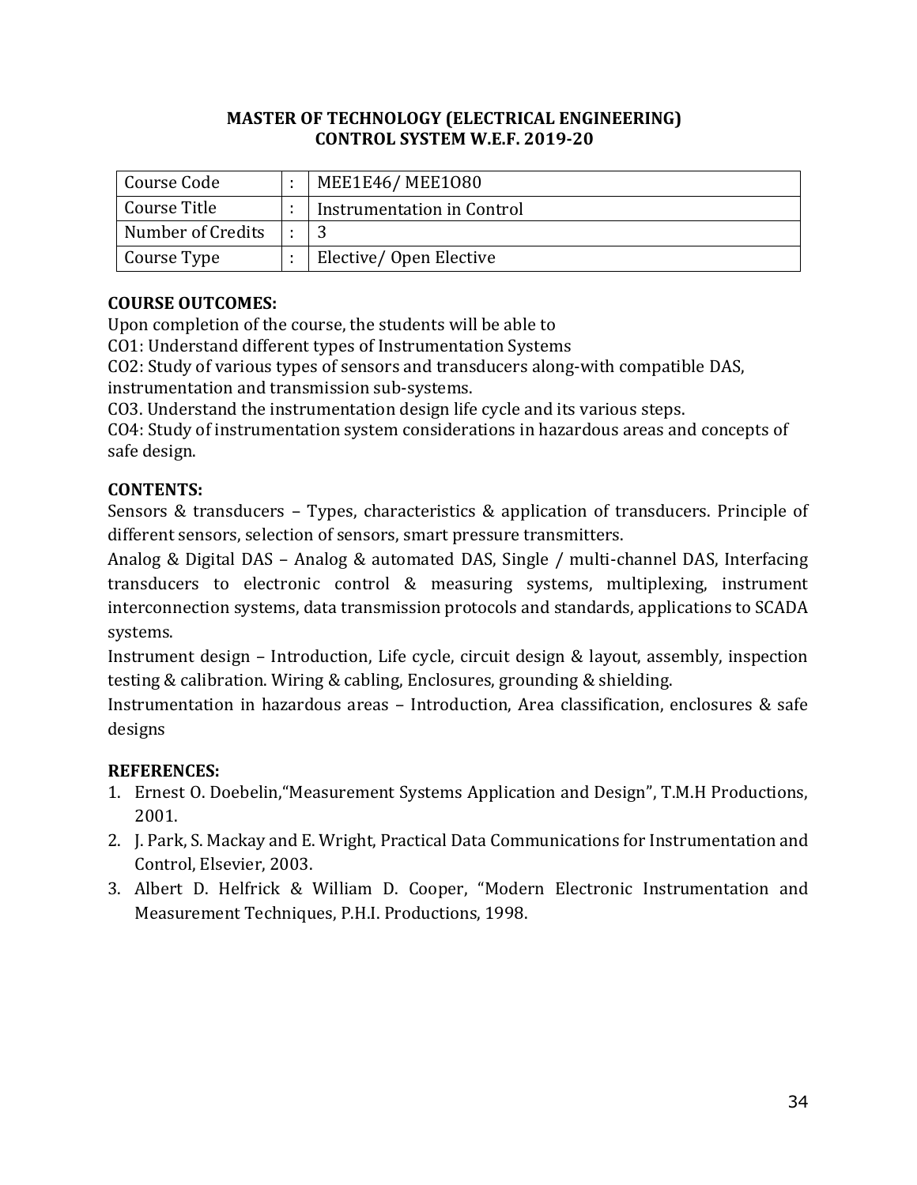**MASTER OF TECHNOLOGY (ELECTRICAL ENGINEERING)**
**CONTROL SYSTEM W.E.F. 2019-20**

| | | |
|---|---|---|
| Course Code | : | MEE1E46/ MEE1O80 |
| Course Title | : | Instrumentation in Control |
| Number of Credits | : | 3 |
| Course Type | : | Elective/ Open Elective |

**COURSE OUTCOMES:**

Upon completion of the course, the students will be able to

CO1: Understand different types of Instrumentation Systems

CO2: Study of various types of sensors and transducers along-with compatible DAS, instrumentation and transmission sub-systems.

CO3. Understand the instrumentation design life cycle and its various steps.

CO4: Study of instrumentation system considerations in hazardous areas and concepts of safe design.

**CONTENTS:**

Sensors & transducers – Types, characteristics & application of transducers. Principle of different sensors, selection of sensors, smart pressure transmitters.

Analog & Digital DAS – Analog & automated DAS, Single / multi-channel DAS, Interfacing transducers to electronic control & measuring systems, multiplexing, instrument interconnection systems, data transmission protocols and standards, applications to SCADA systems.

Instrument design – Introduction, Life cycle, circuit design & layout, assembly, inspection testing & calibration. Wiring & cabling, Enclosures, grounding & shielding.

Instrumentation in hazardous areas – Introduction, Area classification, enclosures & safe designs

**REFERENCES:**

1. Ernest O. Doebelin,"Measurement Systems Application and Design", T.M.H Productions, 2001.
2. J. Park, S. Mackay and E. Wright, Practical Data Communications for Instrumentation and Control, Elsevier, 2003.
3. Albert D. Helfrick & William D. Cooper, "Modern Electronic Instrumentation and Measurement Techniques, P.H.I. Productions, 1998.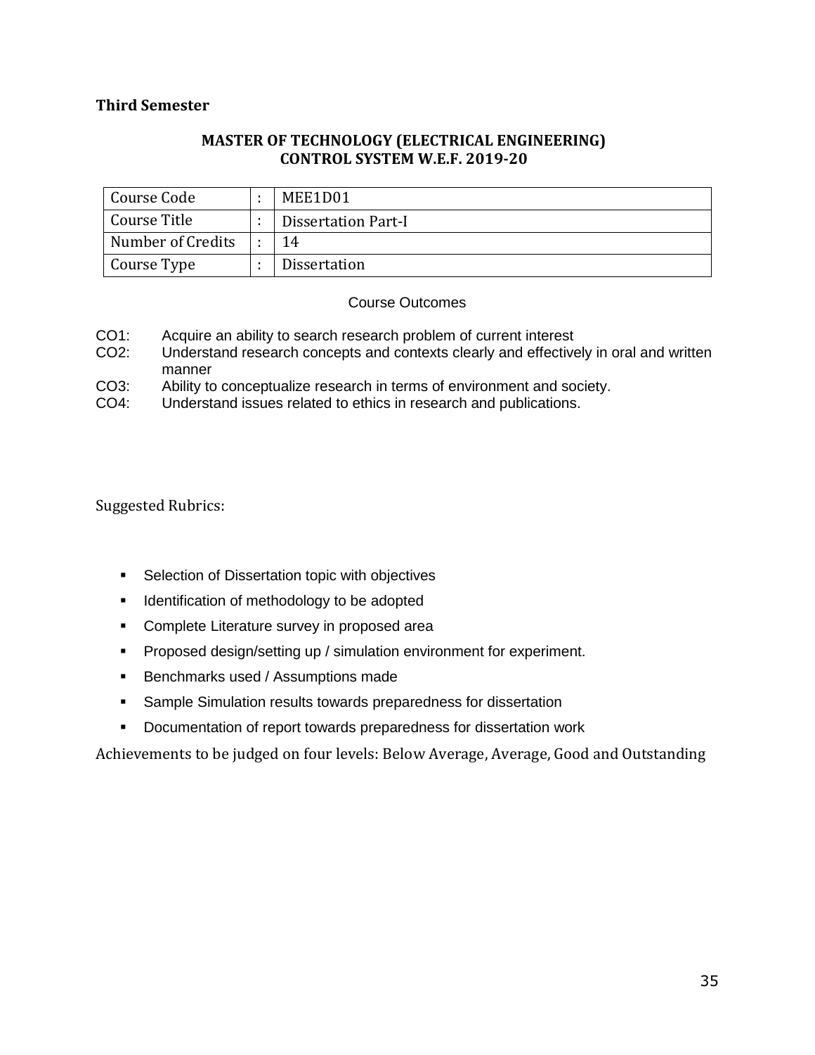**Third Semester**

## MASTER OF TECHNOLOGY (ELECTRICAL ENGINEERING)
## CONTROL SYSTEM W.E.F. 2019-20

| Course Code | : | MEE1D01 |
|---|---|---|
| Course Title | : | Dissertation Part-I |
| Number of Credits | : | 14 |
| Course Type | : | Dissertation |

Course Outcomes

CO1: Acquire an ability to search research problem of current interest
CO2: Understand research concepts and contexts clearly and effectively in oral and written manner
CO3: Ability to conceptualize research in terms of environment and society.
CO4: Understand issues related to ethics in research and publications.

Suggested Rubrics:

- Selection of Dissertation topic with objectives
- Identification of methodology to be adopted
- Complete Literature survey in proposed area
- Proposed design/setting up / simulation environment for experiment.
- Benchmarks used / Assumptions made
- Sample Simulation results towards preparedness for dissertation
- Documentation of report towards preparedness for dissertation work

Achievements to be judged on four levels: Below Average, Average, Good and Outstanding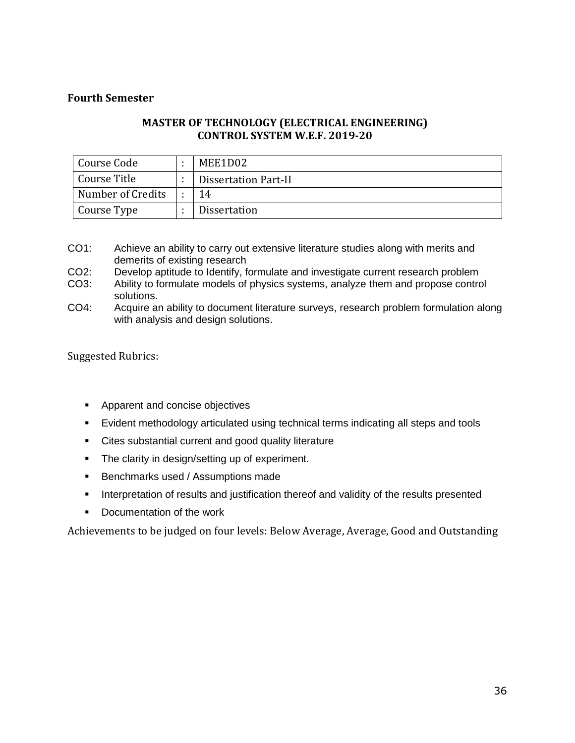**Fourth Semester**

**MASTER OF TECHNOLOGY (ELECTRICAL ENGINEERING)**
**CONTROL SYSTEM W.E.F. 2019-20**

| | | |
|---|---|---|
| Course Code | : | MEE1D02 |
| Course Title | : | Dissertation Part-II |
| Number of Credits | : | 14 |
| Course Type | : | Dissertation |

CO1: Achieve an ability to carry out extensive literature studies along with merits and demerits of existing research

CO2: Develop aptitude to Identify, formulate and investigate current research problem

CO3: Ability to formulate models of physics systems, analyze them and propose control solutions.

CO4: Acquire an ability to document literature surveys, research problem formulation along with analysis and design solutions.

Suggested Rubrics:

- Apparent and concise objectives
- Evident methodology articulated using technical terms indicating all steps and tools
- Cites substantial current and good quality literature
- The clarity in design/setting up of experiment.
- Benchmarks used / Assumptions made
- Interpretation of results and justification thereof and validity of the results presented
- Documentation of the work

Achievements to be judged on four levels: Below Average, Average, Good and Outstanding